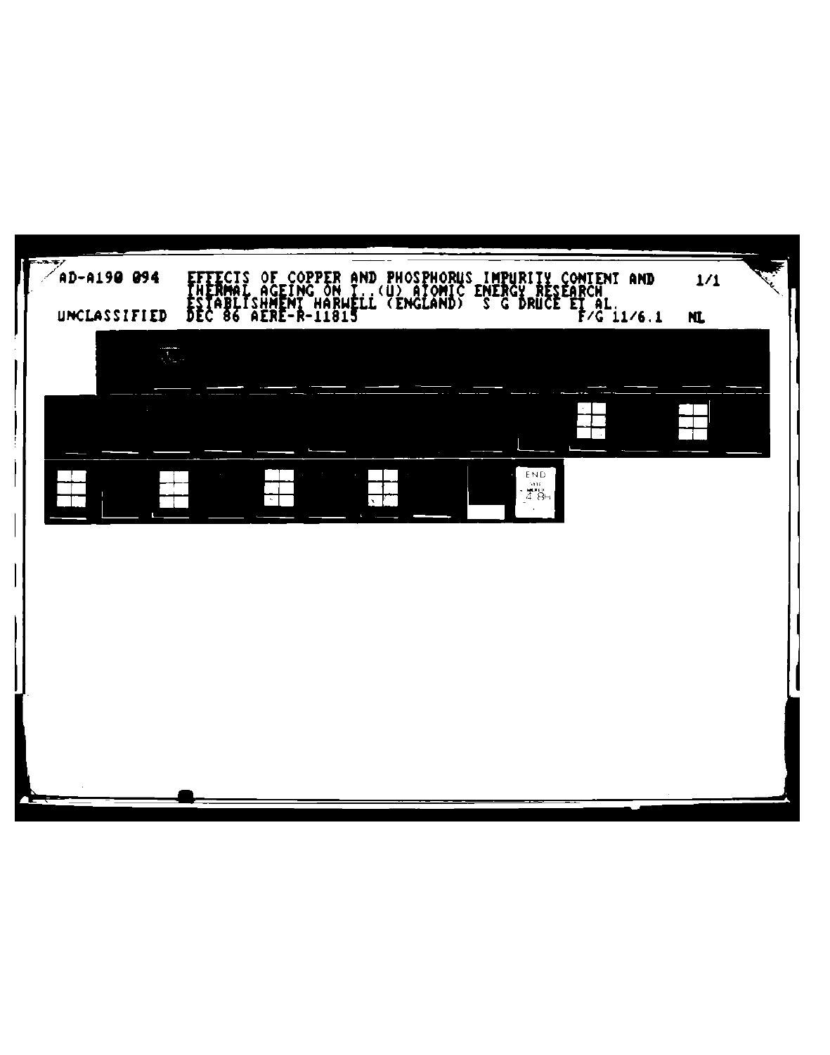AD-A190 094 EFFECTS OF COPPER AND PHOSPHORUS IMPURITY CONTENT AND THERMAL AGEING ON T..(U) ATOMIC ENERGY RESEARCH ESTABLISHMENT HARWELL (ENGLAND) S G DRUCE ET AL. DEC 86 AERE-R-11815 1/1

UNCLASSIFIED F/G 11/6.1 NL

END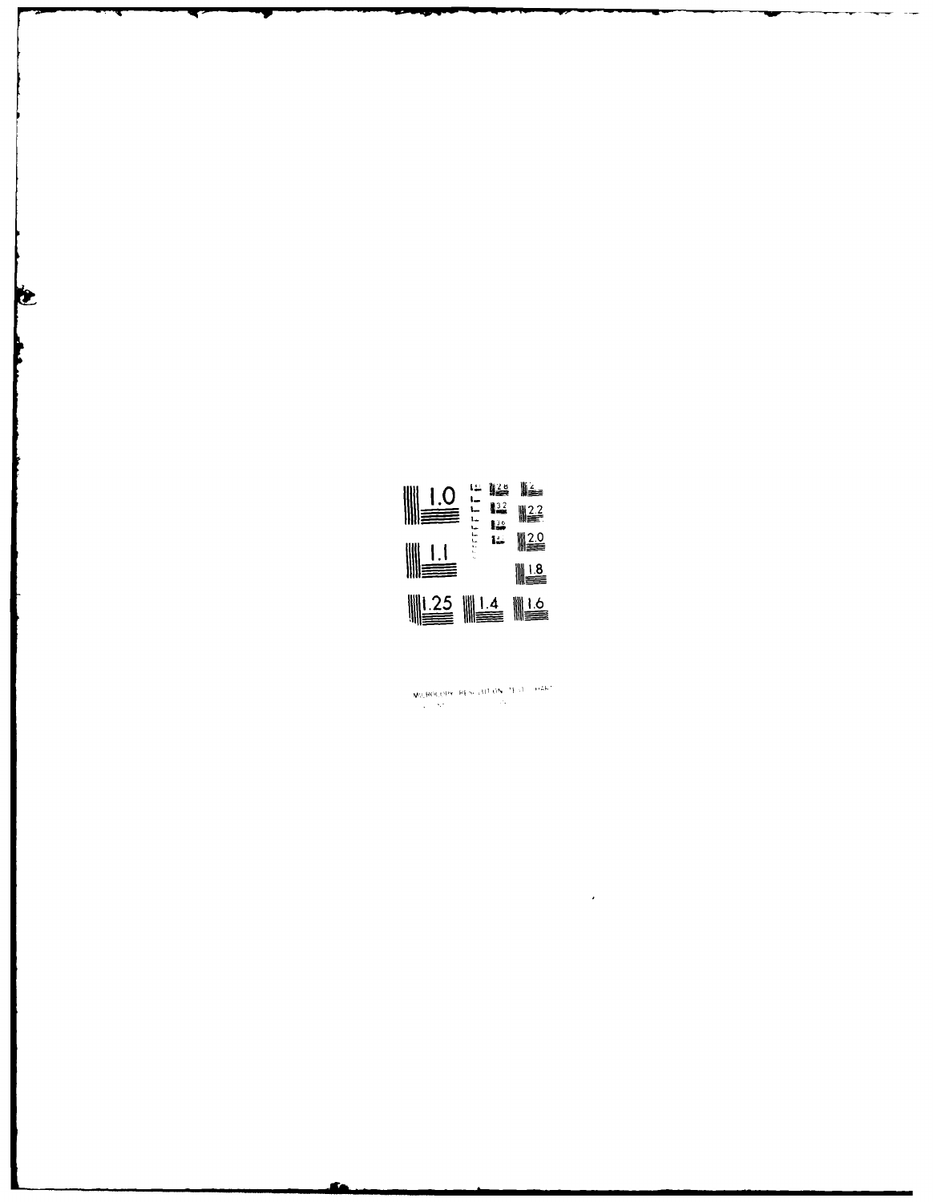MICROCOPY RESOLUTION TEST CHART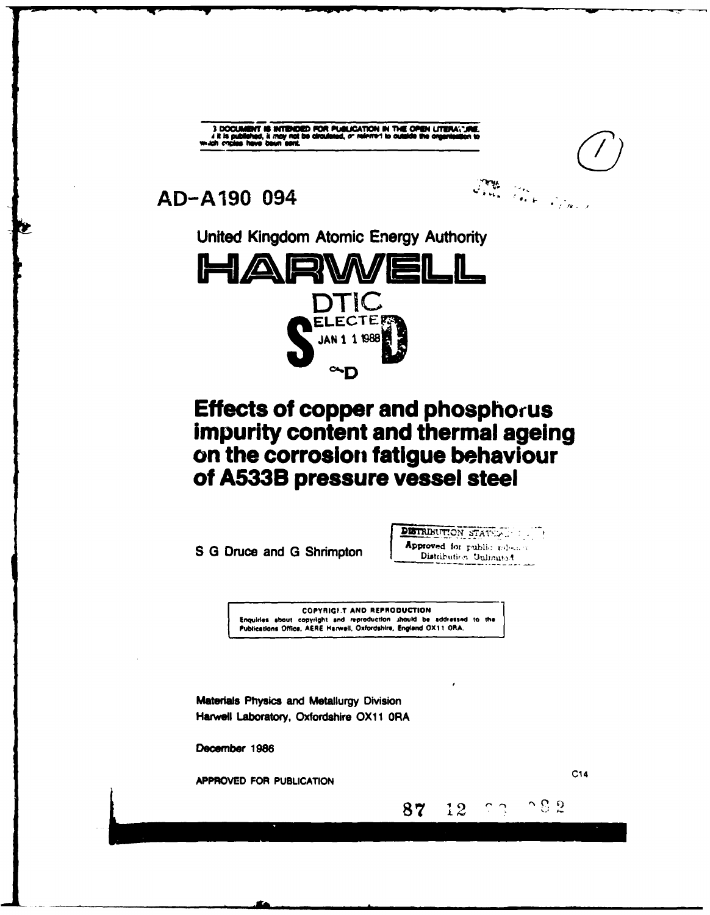THIS DOCUMENT IS INTENDED FOR PUBLICATION IN THE OPEN LITERATURE. Until it is published, it may not be circulated, or referred to outside the organisation to which copies have been sent.

AD-A190 094

United Kingdom Atomic Energy Authority

# HARWELL

DTIC ELECTE JAN 1 1 1988

# Effects of copper and phosphorus impurity content and thermal ageing on the corrosion fatigue behaviour of A533B pressure vessel steel

S G Druce and G Shrimpton

DISTRIBUTION STATEMENT A
Approved for public release;
Distribution Unlimited

COPYRIGHT AND REPRODUCTION
Enquiries about copyright and reproduction should be addressed to the Publications Office, AERE Harwell, Oxfordshire, England OX11 0RA.

Materials Physics and Metallurgy Division
Harwell Laboratory, Oxfordshire OX11 0RA

December 1986

APPROVED FOR PUBLICATION

C14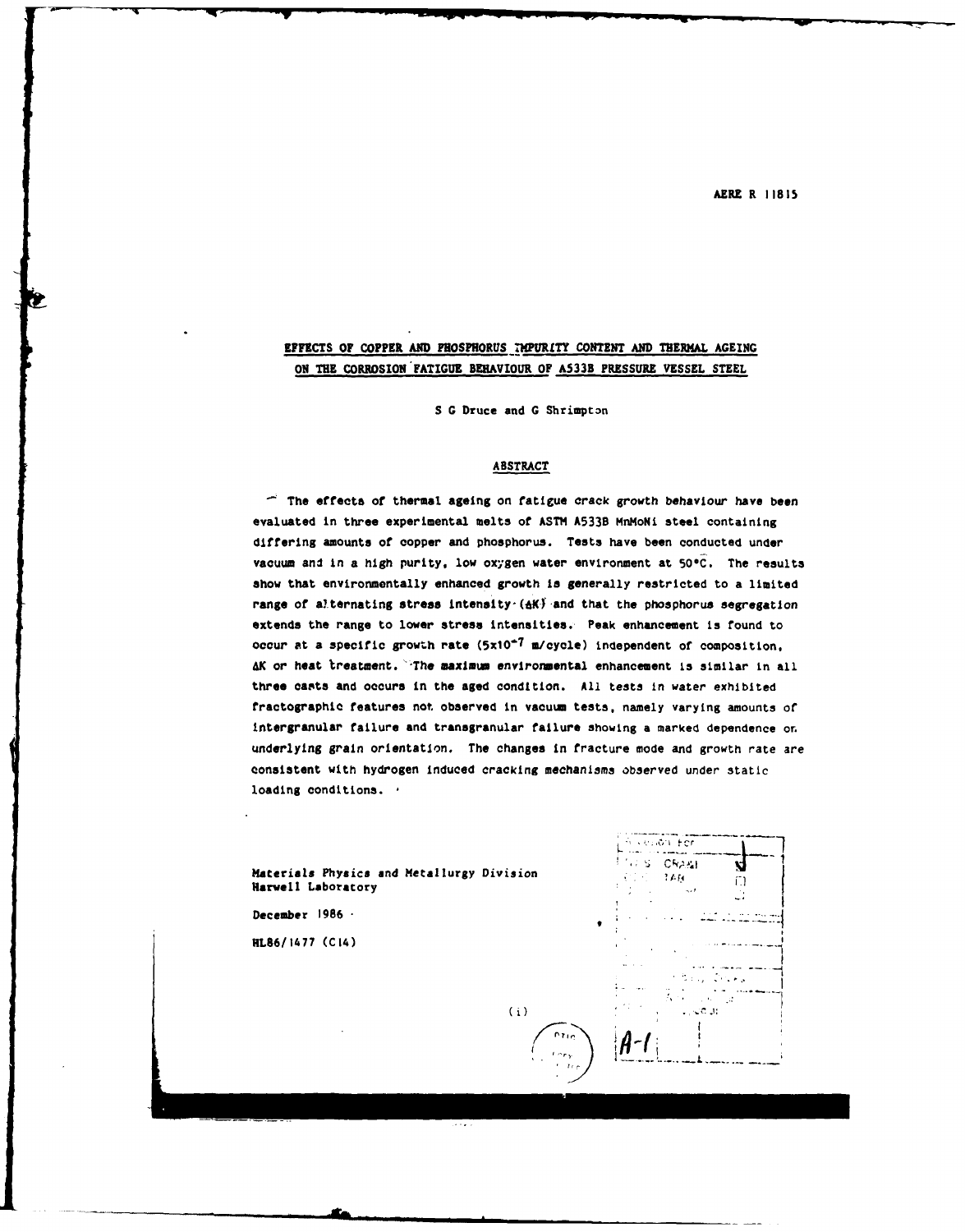AERE R 11815

## EFFECTS OF COPPER AND PHOSPHORUS IMPURITY CONTENT AND THERMAL AGEING ON THE CORROSION FATIGUE BEHAVIOUR OF A533B PRESSURE VESSEL STEEL

S G Druce and G Shrimpton

### ABSTRACT

The effects of thermal ageing on fatigue crack growth behaviour have been evaluated in three experimental melts of ASTM A533B MnMoNi steel containing differing amounts of copper and phosphorus. Tests have been conducted under vacuum and in a high purity, low oxygen water environment at 50°C. The results show that environmentally enhanced growth is generally restricted to a limited range of alternating stress intensity ($\Delta K$) and that the phosphorus segregation extends the range to lower stress intensities. Peak enhancement is found to occur at a specific growth rate ($5 \times 10^{-7}$ m/cycle) independent of composition, $\Delta K$ or heat treatment. The maximum environmental enhancement is similar in all three casts and occurs in the aged condition. All tests in water exhibited fractographic features not observed in vacuum tests, namely varying amounts of intergranular failure and transgranular failure showing a marked dependence on underlying grain orientation. The changes in fracture mode and growth rate are consistent with hydrogen induced cracking mechanisms observed under static loading conditions.

Materials Physics and Metallurgy Division
Harwell Laboratory

December 1986

HL86/1477 (C14)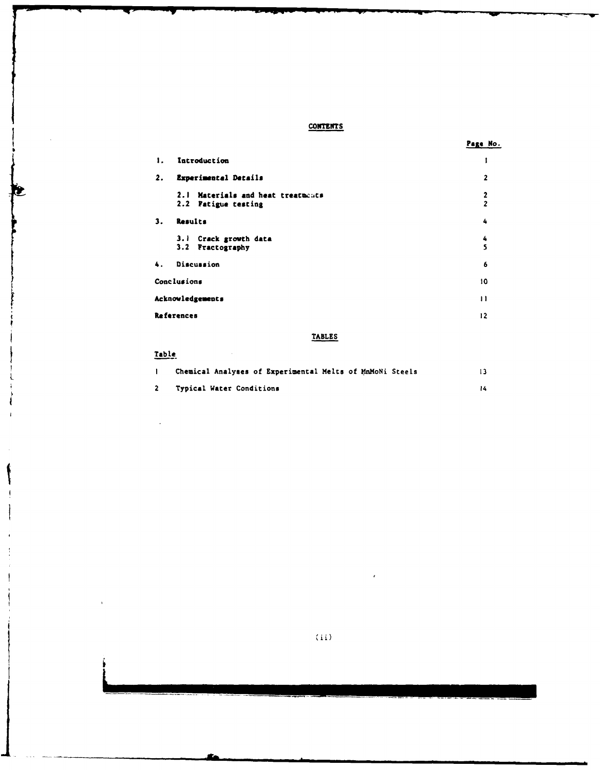# CONTENTS

| | | Page No. |
|---|---|---|
| 1. | Introduction | 1 |
| 2. | Experimental Details | 2 |
| | 2.1 Materials and heat treatments | 2 |
| | 2.2 Fatigue testing | 2 |
| 3. | Results | 4 |
| | 3.1 Crack growth data | 4 |
| | 3.2 Fractography | 5 |
| 4. | Discussion | 6 |
| Conclusions | | 10 |
| Acknowledgements | | 11 |
| References | | 12 |

## TABLES

| Table | | |
|---|---|---|
| 1 | Chemical Analyses of Experimental Melts of MnMoNi Steels | 13 |
| 2 | Typical Water Conditions | 14 |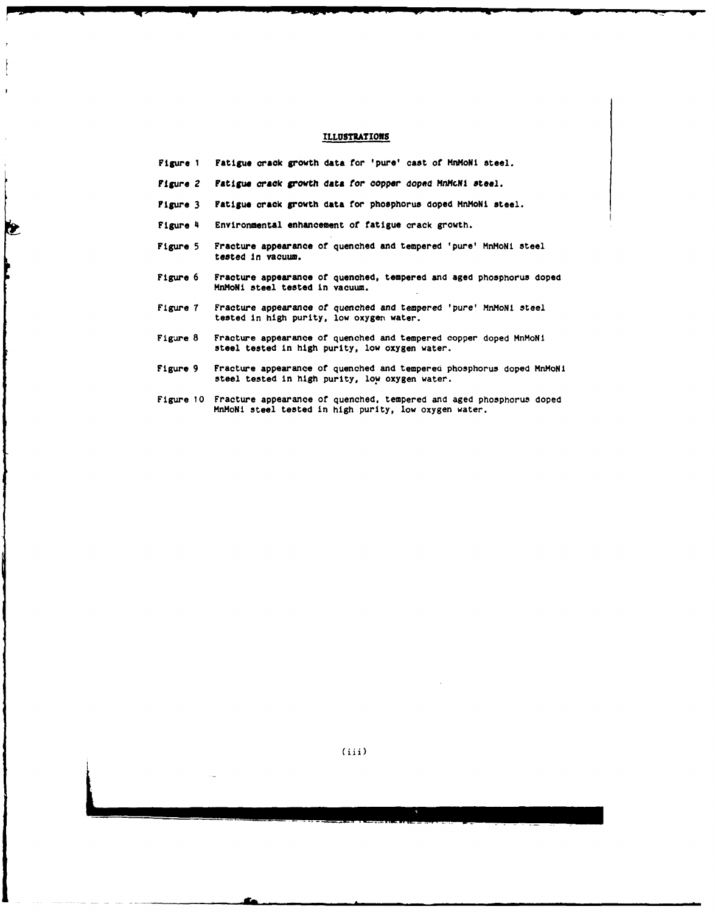# ILLUSTRATIONS

| | |
|---|---|
| Figure 1 | Fatigue crack growth data for 'pure' cast of MnMoNi steel. |
| Figure 2 | Fatigue crack growth data for copper doped MnMcNi steel. |
| Figure 3 | Fatigue crack growth data for phosphorus doped MnMoNi steel. |
| Figure 4 | Environmental enhancement of fatigue crack growth. |
| Figure 5 | Fracture appearance of quenched and tempered 'pure' MnMoNi steel tested in vacuum. |
| Figure 6 | Fracture appearance of quenched, tempered and aged phosphorus doped MnMoNi steel tested in vacuum. |
| Figure 7 | Fracture appearance of quenched and tempered 'pure' MnMoNi steel tested in high purity, low oxygen water. |
| Figure 8 | Fracture appearance of quenched and tempered copper doped MnMoNi steel tested in high purity, low oxygen water. |
| Figure 9 | Fracture appearance of quenched and tempered phosphorus doped MnMoNi steel tested in high purity, low oxygen water. |
| Figure 10 | Fracture appearance of quenched, tempered and aged phosphorus doped MnMoNi steel tested in high purity, low oxygen water. |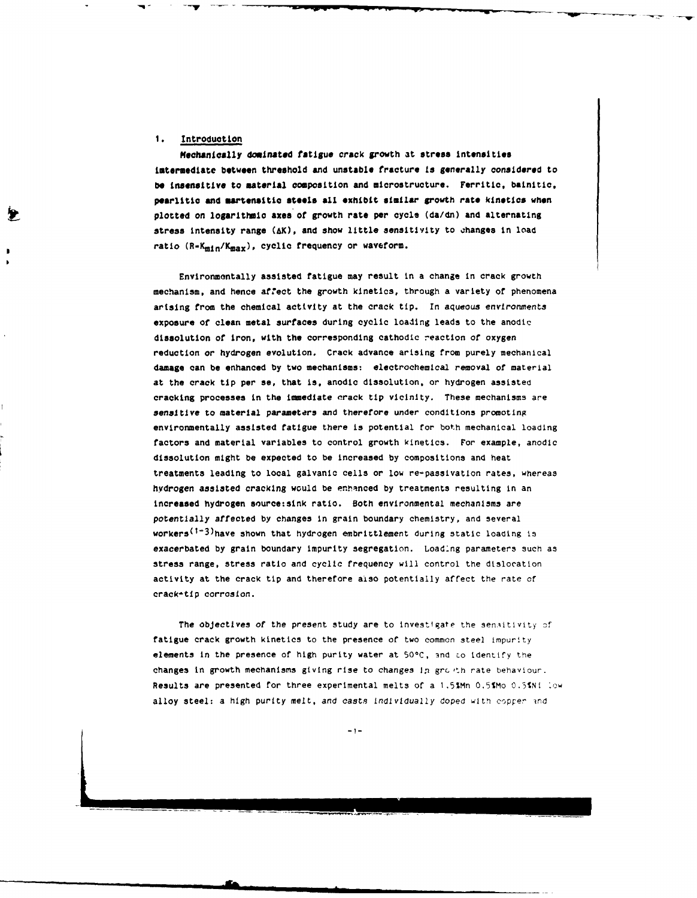## 1. Introduction

Mechanically dominated fatigue crack growth at stress intensities intermediate between threshold and unstable fracture is generally considered to be insensitive to material composition and microstructure. Ferritic, bainitic, pearlitic and martensitic steels all exhibit similar growth rate kinetics when plotted on logarithmic axes of growth rate per cycle (da/dn) and alternating stress intensity range ($\Delta K$), and show little sensitivity to changes in load ratio ($R = K_{min}/K_{max}$), cyclic frequency or waveform.

Environmentally assisted fatigue may result in a change in crack growth mechanism, and hence affect the growth kinetics, through a variety of phenomena arising from the chemical activity at the crack tip. In aqueous environments exposure of clean metal surfaces during cyclic loading leads to the anodic dissolution of iron, with the corresponding cathodic reaction of oxygen reduction or hydrogen evolution. Crack advance arising from purely mechanical damage can be enhanced by two mechanisms: electrochemical removal of material at the crack tip per se, that is, anodic dissolution, or hydrogen assisted cracking processes in the immediate crack tip vicinity. These mechanisms are sensitive to material parameters and therefore under conditions promoting environmentally assisted fatigue there is potential for both mechanical loading factors and material variables to control growth kinetics. For example, anodic dissolution might be expected to be increased by compositions and heat treatments leading to local galvanic cells or low re-passivation rates, whereas hydrogen assisted cracking would be enhanced by treatments resulting in an increased hydrogen source:sink ratio. Both environmental mechanisms are potentially affected by changes in grain boundary chemistry, and several workers[1-3] have shown that hydrogen embrittlement during static loading is exacerbated by grain boundary impurity segregation. Loading parameters such as stress range, stress ratio and cyclic frequency will control the dislocation activity at the crack tip and therefore also potentially affect the rate of crack-tip corrosion.

The objectives of the present study are to investigate the sensitivity of fatigue crack growth kinetics to the presence of two common steel impurity elements in the presence of high purity water at 50°C, and to identify the changes in growth mechanisms giving rise to changes in growth rate behaviour. Results are presented for three experimental melts of a 1.5%Mn 0.5%Mo 0.5%Ni low alloy steel: a high purity melt, and casts individually doped with copper and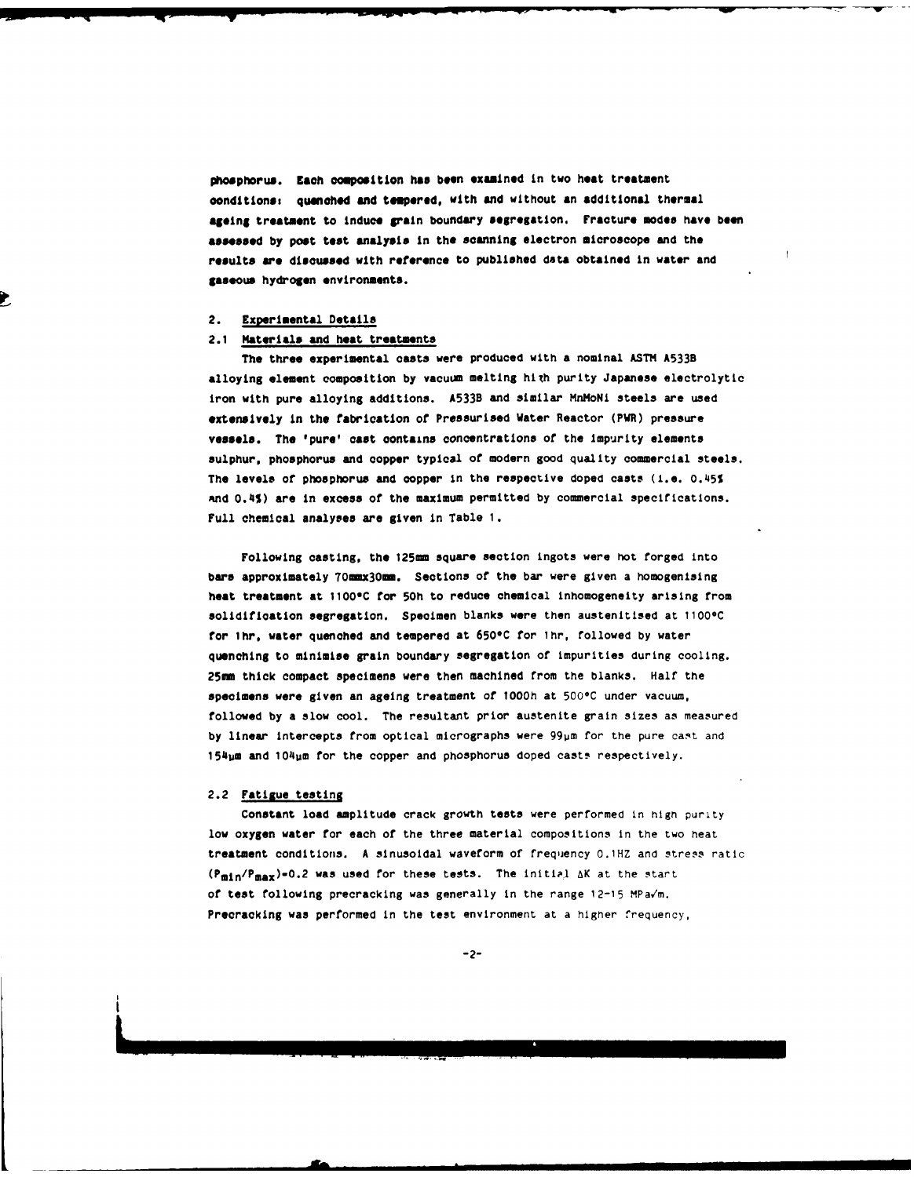phosphorus. Each composition has been examined in two heat treatment conditions: quenched and tempered, with and without an additional thermal ageing treatment to induce grain boundary segregation. Fracture modes have been assessed by post test analysis in the scanning electron microscope and the results are discussed with reference to published data obtained in water and gaseous hydrogen environments.

## 2. Experimental Details

### 2.1 Materials and heat treatments

The three experimental casts were produced with a nominal ASTM A533B alloying element composition by vacuum melting hith purity Japanese electrolytic iron with pure alloying additions. A533B and similar MnMoNi steels are used extensively in the fabrication of Pressurised Water Reactor (PWR) pressure vessels. The 'pure' cast contains concentrations of the impurity elements sulphur, phosphorus and copper typical of modern good quality commercial steels. The levels of phosphorus and copper in the respective doped casts (i.e. 0.45% and 0.4%) are in excess of the maximum permitted by commercial specifications. Full chemical analyses are given in Table 1.

Following casting, the 125mm square section ingots were hot forged into bars approximately 70mmx30mm. Sections of the bar were given a homogenising heat treatment at 1100°C for 50h to reduce chemical inhomogeneity arising from solidification segregation. Specimen blanks were then austenitised at 1100°C for 1hr, water quenched and tempered at 650°C for 1hr, followed by water quenching to minimise grain boundary segregation of impurities during cooling. 25mm thick compact specimens were then machined from the blanks. Half the specimens were given an ageing treatment of 1000h at 500°C under vacuum, followed by a slow cool. The resultant prior austenite grain sizes as measured by linear intercepts from optical micrographs were 99μm for the pure cast and 154μm and 104μm for the copper and phosphorus doped casts respectively.

### 2.2 Fatigue testing

Constant load amplitude crack growth tests were performed in high purity low oxygen water for each of the three material compositions in the two heat treatment conditions. A sinusoidal waveform of frequency 0.1HZ and stress ratio ($P_{min}/P_{max}$)=0.2 was used for these tests. The initial $\Delta K$ at the start of test following precracking was generally in the range 12-15 MPa$\sqrt{m}$. Precracking was performed in the test environment at a higher frequency,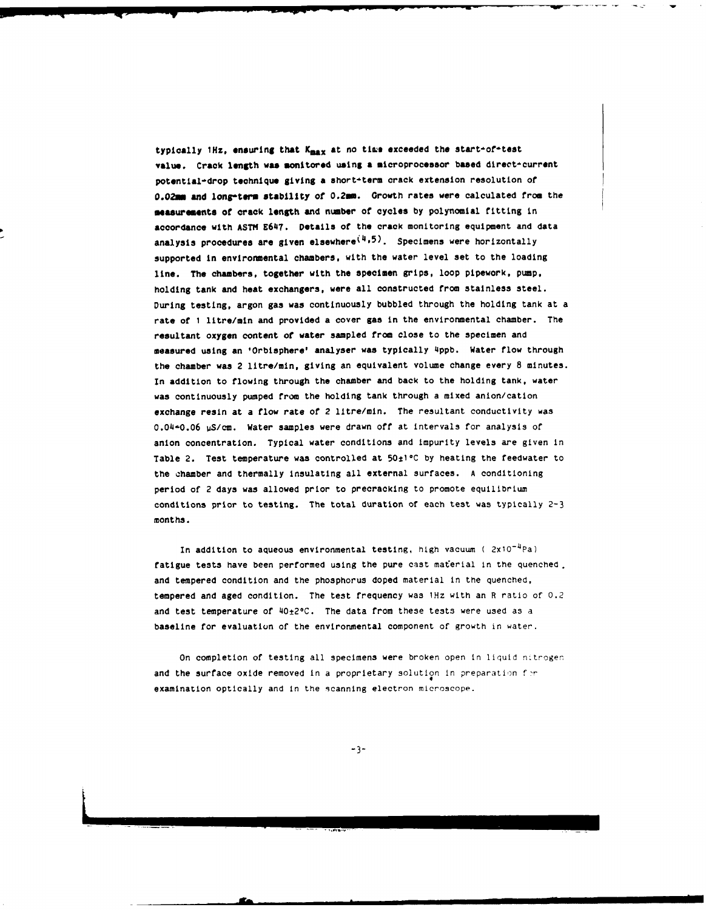typically 1Hz, ensuring that $K_{max}$ at no time exceeded the start-of-test value. Crack length was monitored using a microprocessor based direct-current potential-drop technique giving a short-term crack extension resolution of 0.02mm and long-term stability of 0.2mm. Growth rates were calculated from the measurements of crack length and number of cycles by polynomial fitting in accordance with ASTM E647. Details of the crack monitoring equipment and data analysis procedures are given elsewhere[4,5]. Specimens were horizontally supported in environmental chambers, with the water level set to the loading line. The chambers, together with the specimen grips, loop pipework, pump, holding tank and heat exchangers, were all constructed from stainless steel. During testing, argon gas was continuously bubbled through the holding tank at a rate of 1 litre/min and provided a cover gas in the environmental chamber. The resultant oxygen content of water sampled from close to the specimen and measured using an 'Orbisphere' analyser was typically 4ppb. Water flow through the chamber was 2 litre/min, giving an equivalent volume change every 8 minutes. In addition to flowing through the chamber and back to the holding tank, water was continuously pumped from the holding tank through a mixed anion/cation exchange resin at a flow rate of 2 litre/min. The resultant conductivity was 0.04-0.06 µS/cm. Water samples were drawn off at intervals for analysis of anion concentration. Typical water conditions and impurity levels are given in Table 2. Test temperature was controlled at 50±1°C by heating the feedwater to the chamber and thermally insulating all external surfaces. A conditioning period of 2 days was allowed prior to precracking to promote equilibrium conditions prior to testing. The total duration of each test was typically 2-3 months.

In addition to aqueous environmental testing, high vacuum ( $2\times10^{-4}$Pa) fatigue tests have been performed using the pure cast material in the quenched and tempered condition and the phosphorus doped material in the quenched, tempered and aged condition. The test frequency was 1Hz with an R ratio of 0.2 and test temperature of 40±2°C. The data from these tests were used as a baseline for evaluation of the environmental component of growth in water.

On completion of testing all specimens were broken open in liquid nitrogen and the surface oxide removed in a proprietary solution in preparation for examination optically and in the scanning electron microscope.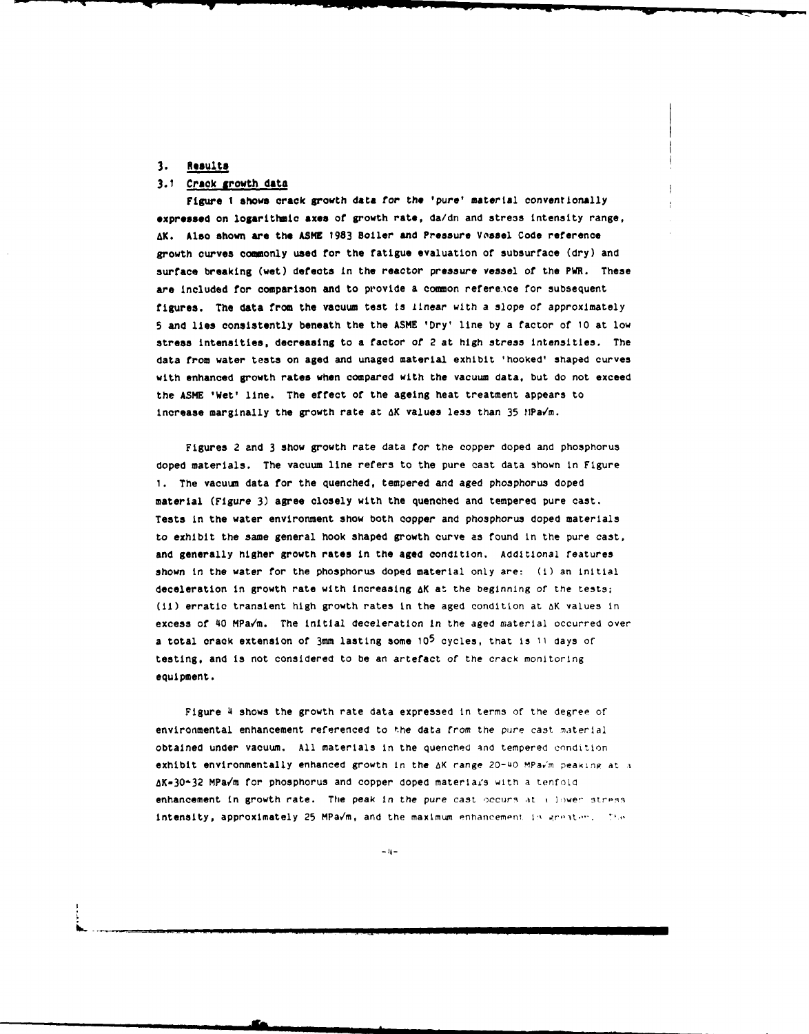## 3. Results

### 3.1 Crack growth data

Figure 1 shows crack growth data for the 'pure' material conventionally expressed on logarithmic axes of growth rate, da/dn and stress intensity range, $\Delta K$. Also shown are the ASME 1983 Boiler and Pressure Vessel Code reference growth curves commonly used for the fatigue evaluation of subsurface (dry) and surface breaking (wet) defects in the reactor pressure vessel of the PWR. These are included for comparison and to provide a common reference for subsequent figures. The data from the vacuum test is linear with a slope of approximately 5 and lies consistently beneath the the ASME 'Dry' line by a factor of 10 at low stress intensities, decreasing to a factor of 2 at high stress intensities. The data from water tests on aged and unaged material exhibit 'hooked' shaped curves with enhanced growth rates when compared with the vacuum data, but do not exceed the ASME 'Wet' line. The effect of the ageing heat treatment appears to increase marginally the growth rate at $\Delta K$ values less than 35 MPa$\sqrt{m}$.

Figures 2 and 3 show growth rate data for the copper doped and phosphorus doped materials. The vacuum line refers to the pure cast data shown in Figure 1. The vacuum data for the quenched, tempered and aged phosphorus doped material (Figure 3) agree closely with the quenched and tempered pure cast. Tests in the water environment show both copper and phosphorus doped materials to exhibit the same general hook shaped growth curve as found in the pure cast, and generally higher growth rates in the aged condition. Additional features shown in the water for the phosphorus doped material only are: (i) an initial deceleration in growth rate with increasing $\Delta K$ at the beginning of the tests; (ii) erratic transient high growth rates in the aged condition at $\Delta K$ values in excess of 40 MPa$\sqrt{m}$. The initial deceleration in the aged material occurred over a total crack extension of 3mm lasting some $10^5$ cycles, that is 11 days of testing, and is not considered to be an artefact of the crack monitoring equipment.

Figure 4 shows the growth rate data expressed in terms of the degree of environmental enhancement referenced to the data from the pure cast material obtained under vacuum. All materials in the quenched and tempered condition exhibit environmentally enhanced growth in the $\Delta K$ range 20-40 MPa$\sqrt{m}$ peaking at a $\Delta K$=30-32 MPa$\sqrt{m}$ for phosphorus and copper doped materials with a tenfold enhancement in growth rate. The peak in the pure cast occurs at a lower stress intensity, approximately 25 MPa$\sqrt{m}$, and the maximum enhancement is greater. The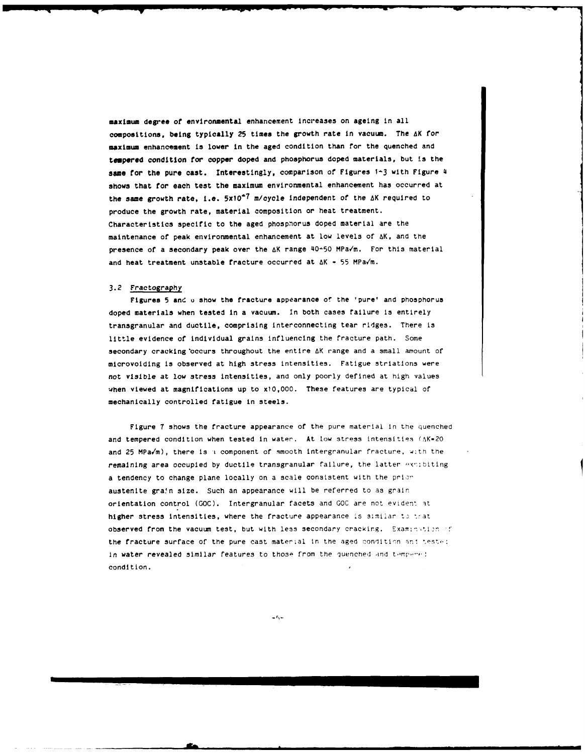maximum degree of environmental enhancement increases on ageing in all compositions, being typically 25 times the growth rate in vacuum. The $\Delta K$ for maximum enhancement is lower in the aged condition than for the quenched and tempered condition for copper doped and phosphorus doped materials, but is the same for the pure cast. Interestingly, comparison of Figures 1-3 with Figure 4 shows that for each test the maximum environmental enhancement has occurred at the same growth rate, i.e. $5\times10^{-7}$ m/cycle independent of the $\Delta K$ required to produce the growth rate, material composition or heat treatment. Characteristics specific to the aged phosphorus doped material are the maintenance of peak environmental enhancement at low levels of $\Delta K$, and the presence of a secondary peak over the $\Delta K$ range 40-50 MPa$\sqrt{m}$. For this material and heat treatment unstable fracture occurred at $\Delta K$ = 55 MPa$\sqrt{m}$.

### 3.2 Fractography

Figures 5 and 6 show the fracture appearance of the 'pure' and phosphorus doped materials when tested in a vacuum. In both cases failure is entirely transgranular and ductile, comprising interconnecting tear ridges. There is little evidence of individual grains influencing the fracture path. Some secondary cracking occurs throughout the entire $\Delta K$ range and a small amount of microvoiding is observed at high stress intensities. Fatigue striations were not visible at low stress intensities, and only poorly defined at high values when viewed at magnifications up to x10,000. These features are typical of mechanically controlled fatigue in steels.

Figure 7 shows the fracture appearance of the pure material in the quenched and tempered condition when tested in water. At low stress intensities ($\Delta K$=20 and 25 MPa$\sqrt{m}$), there is a component of smooth intergranular fracture, with the remaining area occupied by ductile transgranular failure, the latter exhibiting a tendency to change plane locally on a scale consistent with the prior austenite grain size. Such an appearance will be referred to as grain orientation control (GOC). Intergranular facets and GOC are not evident at higher stress intensities, where the fracture appearance is similar to that observed from the vacuum test, but with less secondary cracking. Examination of the fracture surface of the pure cast material in the aged condition and tested in water revealed similar features to those from the quenched and tempered condition.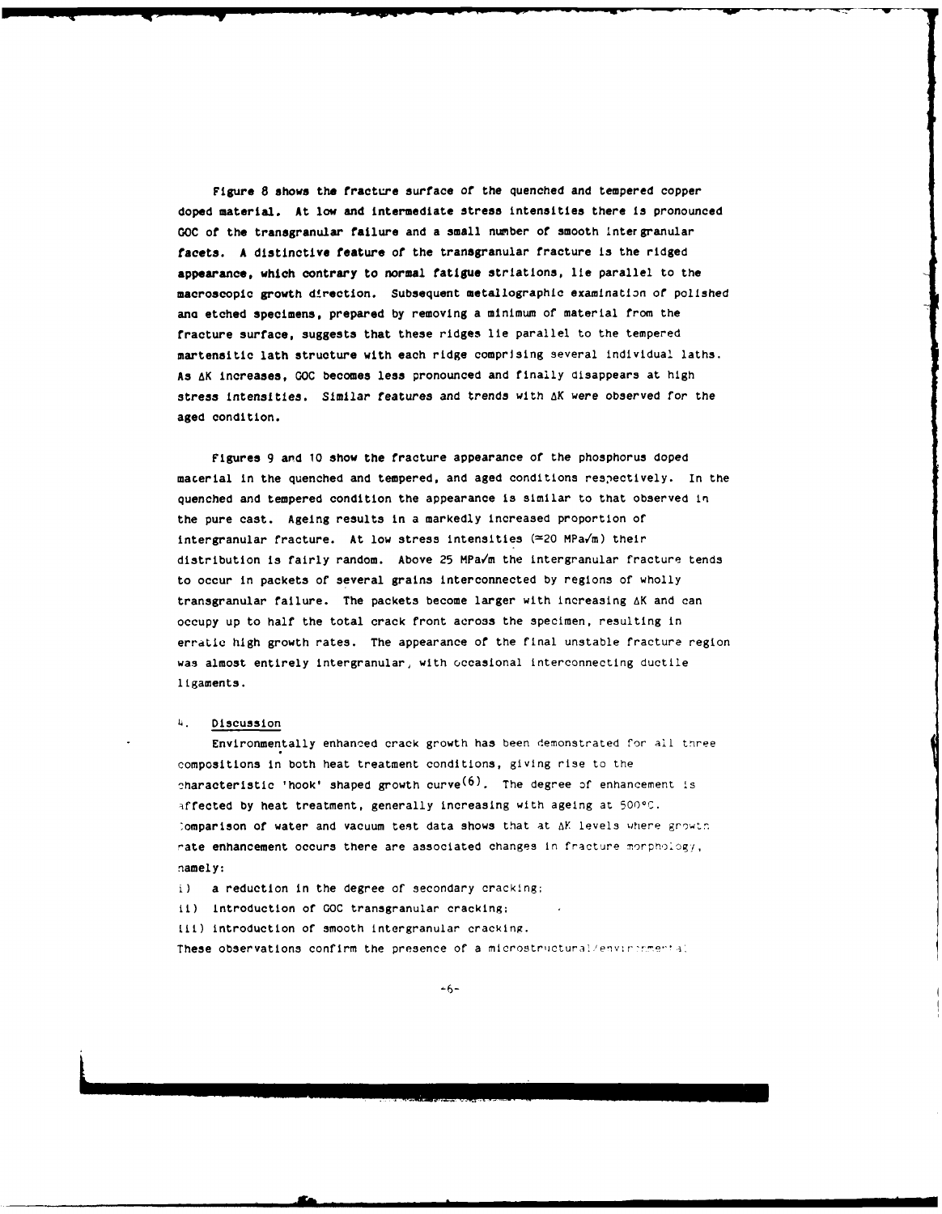Figure 8 shows the fracture surface of the quenched and tempered copper doped material. At low and intermediate stress intensities there is pronounced GOC of the transgranular failure and a small number of smooth intergranular facets. A distinctive feature of the transgranular fracture is the ridged appearance, which contrary to normal fatigue striations, lie parallel to the macroscopic growth direction. Subsequent metallographic examination of polished and etched specimens, prepared by removing a minimum of material from the fracture surface, suggests that these ridges lie parallel to the tempered martensitic lath structure with each ridge comprising several individual laths. As $\Delta K$ increases, GOC becomes less pronounced and finally disappears at high stress intensities. Similar features and trends with $\Delta K$ were observed for the aged condition.

Figures 9 and 10 show the fracture appearance of the phosphorus doped material in the quenched and tempered, and aged conditions respectively. In the quenched and tempered condition the appearance is similar to that observed in the pure cast. Ageing results in a markedly increased proportion of intergranular fracture. At low stress intensities ($\approx$20 MPa$\sqrt{m}$) their distribution is fairly random. Above 25 MPa$\sqrt{m}$ the intergranular fracture tends to occur in packets of several grains interconnected by regions of wholly transgranular failure. The packets become larger with increasing $\Delta K$ and can occupy up to half the total crack front across the specimen, resulting in erratic high growth rates. The appearance of the final unstable fracture region was almost entirely intergranular, with occasional interconnecting ductile ligaments.

## 4. Discussion

Environmentally enhanced crack growth has been demonstrated for all three compositions in both heat treatment conditions, giving rise to the characteristic 'hook' shaped growth curve[6]. The degree of enhancement is affected by heat treatment, generally increasing with ageing at 500°C. Comparison of water and vacuum test data shows that at $\Delta K$ levels where growth rate enhancement occurs there are associated changes in fracture morphology, namely:

i) a reduction in the degree of secondary cracking;

ii) introduction of GOC transgranular cracking;

iii) introduction of smooth intergranular cracking.

These observations confirm the presence of a microstructural/environmental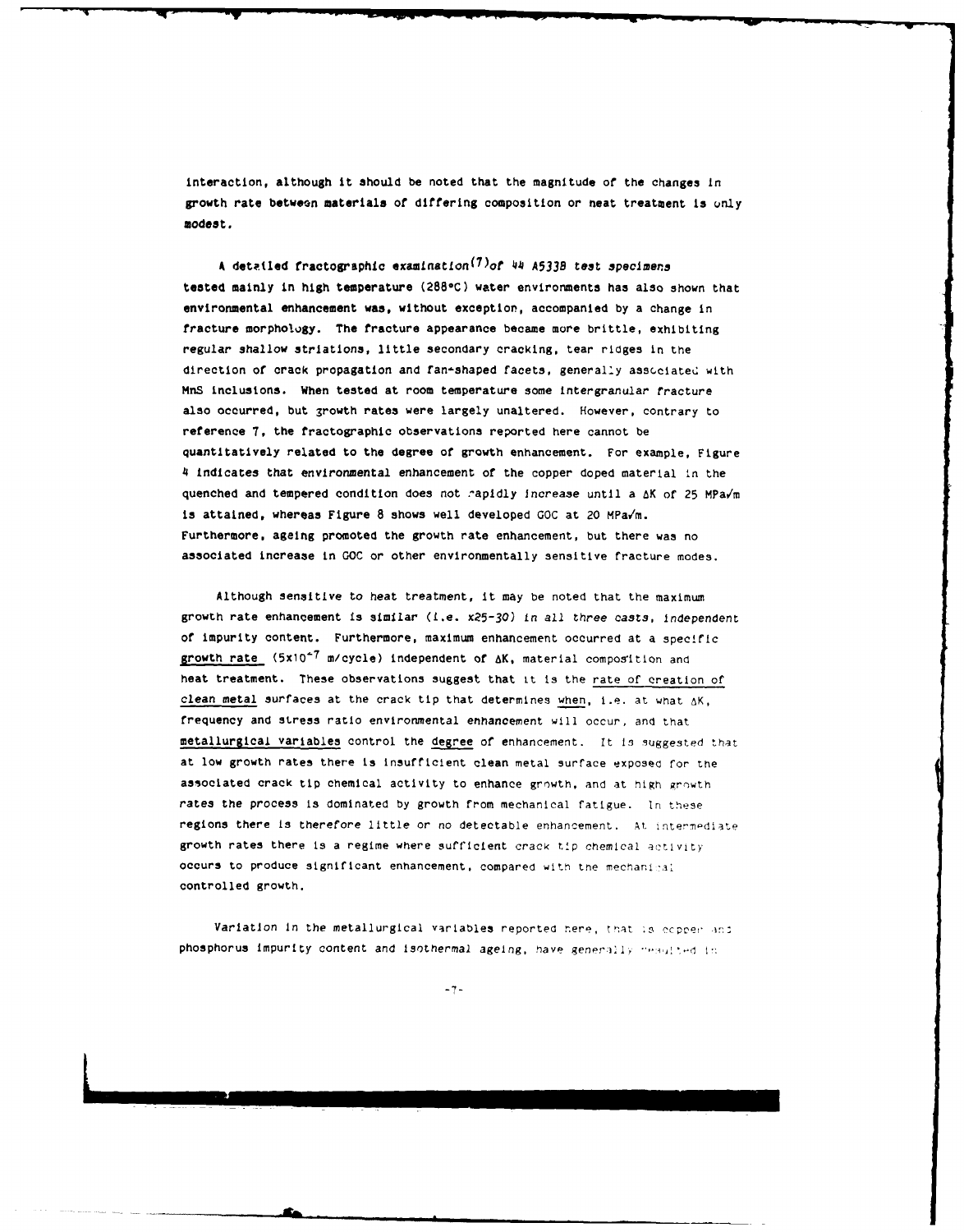interaction, although it should be noted that the magnitude of the changes in growth rate between materials of differing composition or heat treatment is only modest.

A detailed fractographic examination[7] of 44 A533B test specimens tested mainly in high temperature (288°C) water environments has also shown that environmental enhancement was, without exception, accompanied by a change in fracture morphology. The fracture appearance became more brittle, exhibiting regular shallow striations, little secondary cracking, tear ridges in the direction of crack propagation and fan-shaped facets, generally associated with MnS inclusions. When tested at room temperature some intergranular fracture also occurred, but growth rates were largely unaltered. However, contrary to reference 7, the fractographic observations reported here cannot be quantitatively related to the degree of growth enhancement. For example, Figure 4 indicates that environmental enhancement of the copper doped material in the quenched and tempered condition does not rapidly increase until a $\Delta K$ of 25 MPa$\sqrt{m}$ is attained, whereas Figure 8 shows well developed GOC at 20 MPa$\sqrt{m}$. Furthermore, ageing promoted the growth rate enhancement, but there was no associated increase in GOC or other environmentally sensitive fracture modes.

Although sensitive to heat treatment, it may be noted that the maximum growth rate enhancement is similar (i.e. x25-30) in all three casts, independent of impurity content. Furthermore, maximum enhancement occurred at a specific growth rate ($5 \times 10^{-7}$ m/cycle) independent of $\Delta K$, material composition and heat treatment. These observations suggest that it is the rate of creation of clean metal surfaces at the crack tip that determines when, i.e. at what $\Delta K$, frequency and stress ratio environmental enhancement will occur, and that metallurgical variables control the degree of enhancement. It is suggested that at low growth rates there is insufficient clean metal surface exposed for the associated crack tip chemical activity to enhance growth, and at high growth rates the process is dominated by growth from mechanical fatigue. In these regions there is therefore little or no detectable enhancement. At intermediate growth rates there is a regime where sufficient crack tip chemical activity occurs to produce significant enhancement, compared with the mechanical controlled growth.

Variation in the metallurgical variables reported here, that is copper and phosphorus impurity content and isothermal ageing, have generally resulted in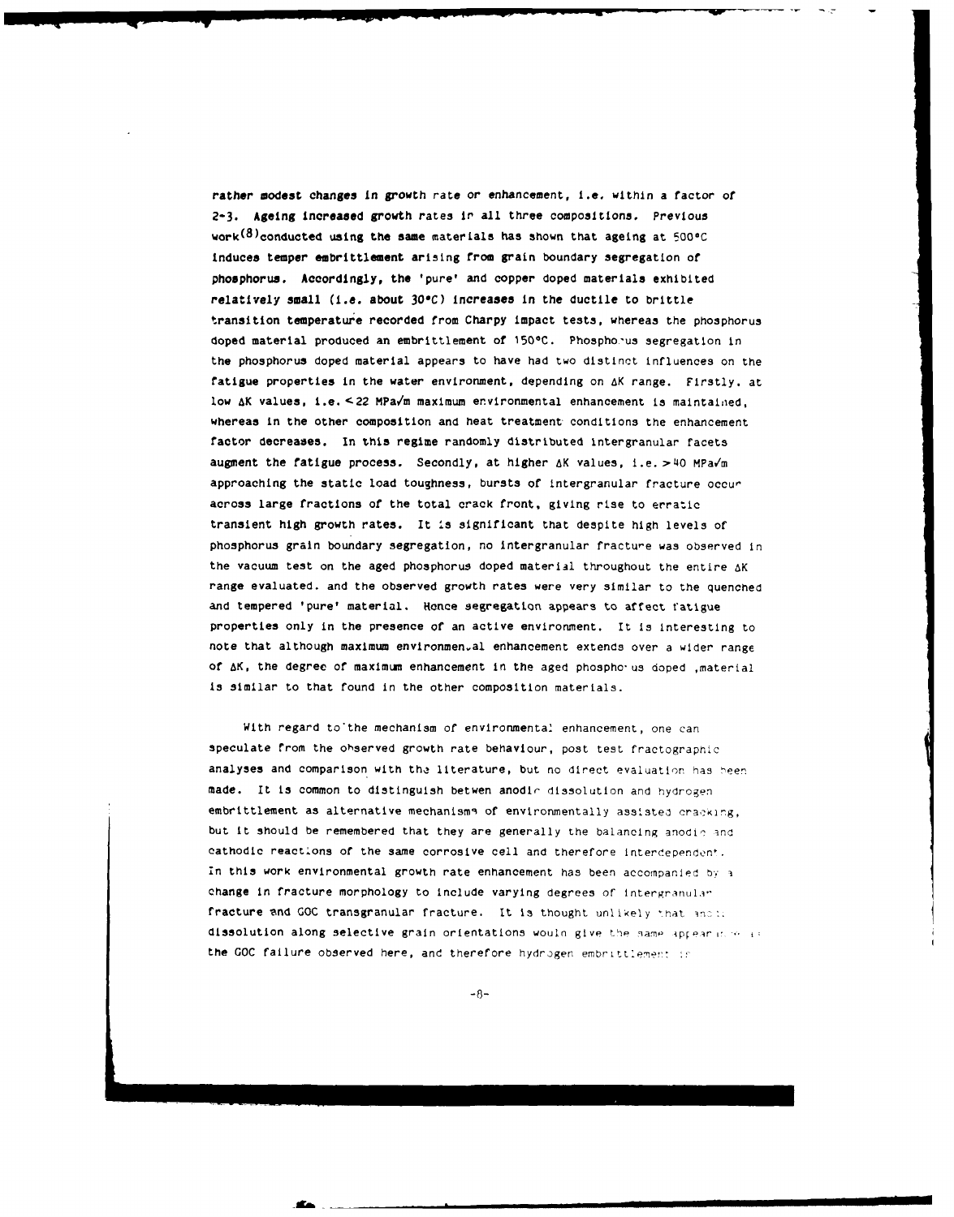rather modest changes in growth rate or enhancement, i.e. within a factor of 2-3. Ageing increased growth rates in all three compositions. Previous work[8] conducted using the same materials has shown that ageing at 500°C induces temper embrittlement arising from grain boundary segregation of phosphorus. Accordingly, the 'pure' and copper doped materials exhibited relatively small (i.e. about 30°C) increases in the ductile to brittle transition temperature recorded from Charpy impact tests, whereas the phosphorus doped material produced an embrittlement of 150°C. Phosphorus segregation in the phosphorus doped material appears to have had two distinct influences on the fatigue properties in the water environment, depending on $\Delta K$ range. Firstly, at low $\Delta K$ values, i.e. < 22 MPa$\sqrt{m}$ maximum environmental enhancement is maintained, whereas in the other composition and heat treatment conditions the enhancement factor decreases. In this regime randomly distributed intergranular facets augment the fatigue process. Secondly, at higher $\Delta K$ values, i.e. > 40 MPa$\sqrt{m}$ approaching the static load toughness, bursts of intergranular fracture occur across large fractions of the total crack front, giving rise to erratic transient high growth rates. It is significant that despite high levels of phosphorus grain boundary segregation, no intergranular fracture was observed in the vacuum test on the aged phosphorus doped material throughout the entire $\Delta K$ range evaluated, and the observed growth rates were very similar to the quenched and tempered 'pure' material. Hence segregation appears to affect fatigue properties only in the presence of an active environment. It is interesting to note that although maximum environmental enhancement extends over a wider range of $\Delta K$, the degree of maximum enhancement in the aged phosphorus doped material is similar to that found in the other composition materials.

With regard to the mechanism of environmental enhancement, one can speculate from the observed growth rate behaviour, post test fractographic analyses and comparison with the literature, but no direct evaluation has been made. It is common to distinguish betwen anodic dissolution and hydrogen embrittlement as alternative mechanisms of environmentally assisted cracking, but it should be remembered that they are generally the balancing anodic and cathodic reactions of the same corrosive cell and therefore interdependent. In this work environmental growth rate enhancement has been accompanied by a change in fracture morphology to include varying degrees of intergranular fracture and GOC transgranular fracture. It is thought unlikely that anodic dissolution along selective grain orientations would give the same appearance as the GOC failure observed here, and therefore hydrogen embrittlement is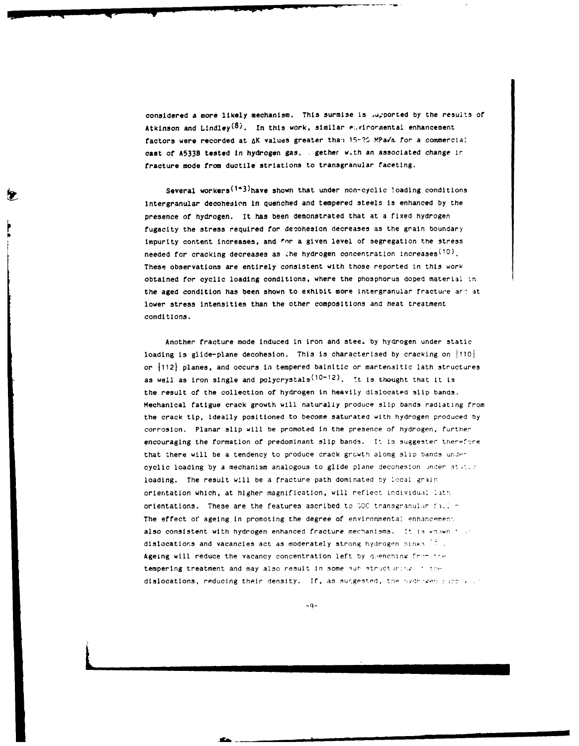considered a more likely mechanism. This surmise is supported by the results of Atkinson and Lindley[8]. In this work, similar environmental enhancement factors were recorded at $\Delta K$ values greater than 15-20 MPa$\sqrt{m}$ for a commercial cast of A533B tested in hydrogen gas, together with an associated change in fracture mode from ductile striations to transgranular faceting.

Several workers[1-3] have shown that under non-cyclic loading conditions intergranular decohesion in quenched and tempered steels is enhanced by the presence of hydrogen. It has been demonstrated that at a fixed hydrogen fugacity the stress required for decohesion decreases as the grain boundary impurity content increases, and for a given level of segregation the stress needed for cracking decreases as the hydrogen concentration increases[10]. These observations are entirely consistent with those reported in this work obtained for cyclic loading conditions, where the phosphorus doped material in the aged condition has been shown to exhibit more intergranular fracture and at lower stress intensities than the other compositions and heat treatment conditions.

Another fracture mode induced in iron and steel by hydrogen under static loading is glide-plane decohesion. This is characterised by cracking on {110} or {112} planes, and occurs in tempered bainitic or martensitic lath structures as well as iron single and polycrystals[10-12]. It is thought that it is the result of the collection of hydrogen in heavily dislocated slip bands. Mechanical fatigue crack growth will naturally produce slip bands radiating from the crack tip, ideally positioned to become saturated with hydrogen produced by corrosion. Planar slip will be promoted in the presence of hydrogen, further encouraging the formation of predominant slip bands. It is suggested therefore that there will be a tendency to produce crack growth along slip bands under cyclic loading by a mechanism analogous to glide plane decohesion under static loading. The result will be a fracture path dominated by local grain orientation which, at higher magnification, will reflect individual lath orientations. These are the features ascribed to SOC transgranular failure. The effect of ageing in promoting the degree of environmental enhancement also consistent with hydrogen enhanced fracture mechanisms. It is known that dislocations and vacancies act as moderately strong hydrogen sinks . Ageing will reduce the vacancy concentration left by quenching from the tempering treatment and may also result in some sub structuring of the dislocations, reducing their density. If, as suggested, the hydrogen supply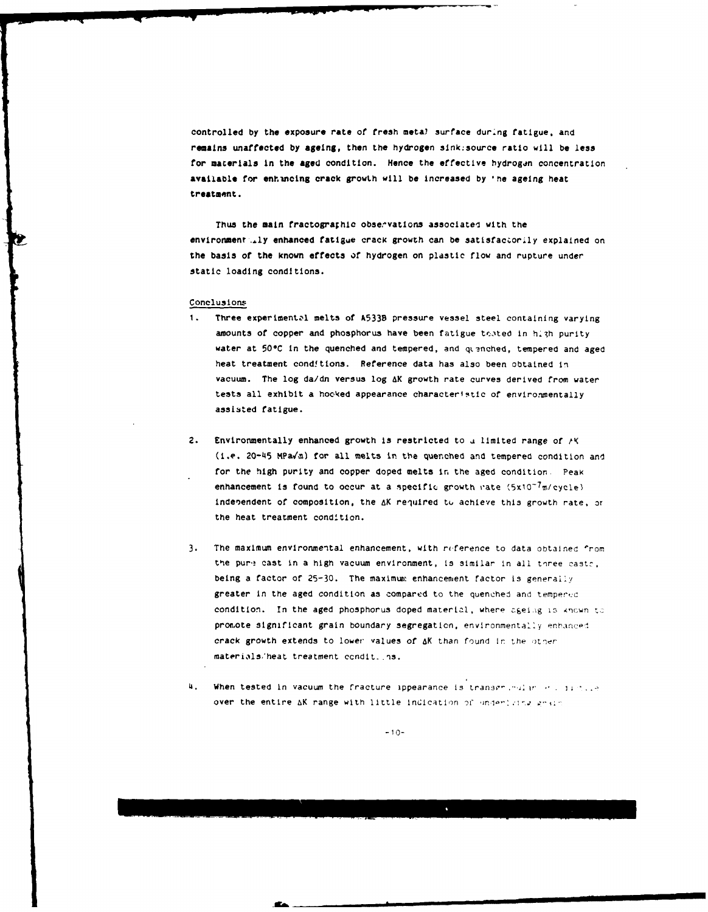controlled by the exposure rate of fresh metal surface during fatigue, and remains unaffected by ageing, then the hydrogen sink:source ratio will be less for materials in the aged condition. Hence the effective hydrogen concentration available for enhancing crack growth will be increased by the ageing heat treatment.

Thus the main fractographic observations associated with the environmentally enhanced fatigue crack growth can be satisfactorily explained on the basis of the known effects of hydrogen on plastic flow and rupture under static loading conditions.

## Conclusions

1. Three experimental melts of A533B pressure vessel steel containing varying amounts of copper and phosphorus have been fatigue tested in high purity water at 50°C in the quenched and tempered, and quenched, tempered and aged heat treatment conditions. Reference data has also been obtained in vacuum. The log da/dn versus log ΔK growth rate curves derived from water tests all exhibit a hooked appearance characteristic of environmentally assisted fatigue.

2. Environmentally enhanced growth is restricted to a limited range of ΔK (i.e. 20-45 MPa√m) for all melts in the quenched and tempered condition and for the high purity and copper doped melts in the aged condition. Peak enhancement is found to occur at a specific growth rate ($5 \times 10^{-7}$ m/cycle) independent of composition, the ΔK required to achieve this growth rate, or the heat treatment condition.

3. The maximum environmental enhancement, with reference to data obtained from the pure cast in a high vacuum environment, is similar in all three casts, being a factor of 25-30. The maximum enhancement factor is generally greater in the aged condition as compared to the quenched and tempered condition. In the aged phosphorus doped material, where ageing is known to promote significant grain boundary segregation, environmentally enhanced crack growth extends to lower values of ΔK than found in the other materials/heat treatment conditions.

4. When tested in vacuum the fracture appearance is transgranular ... over the entire ΔK range with little indication of underlying grain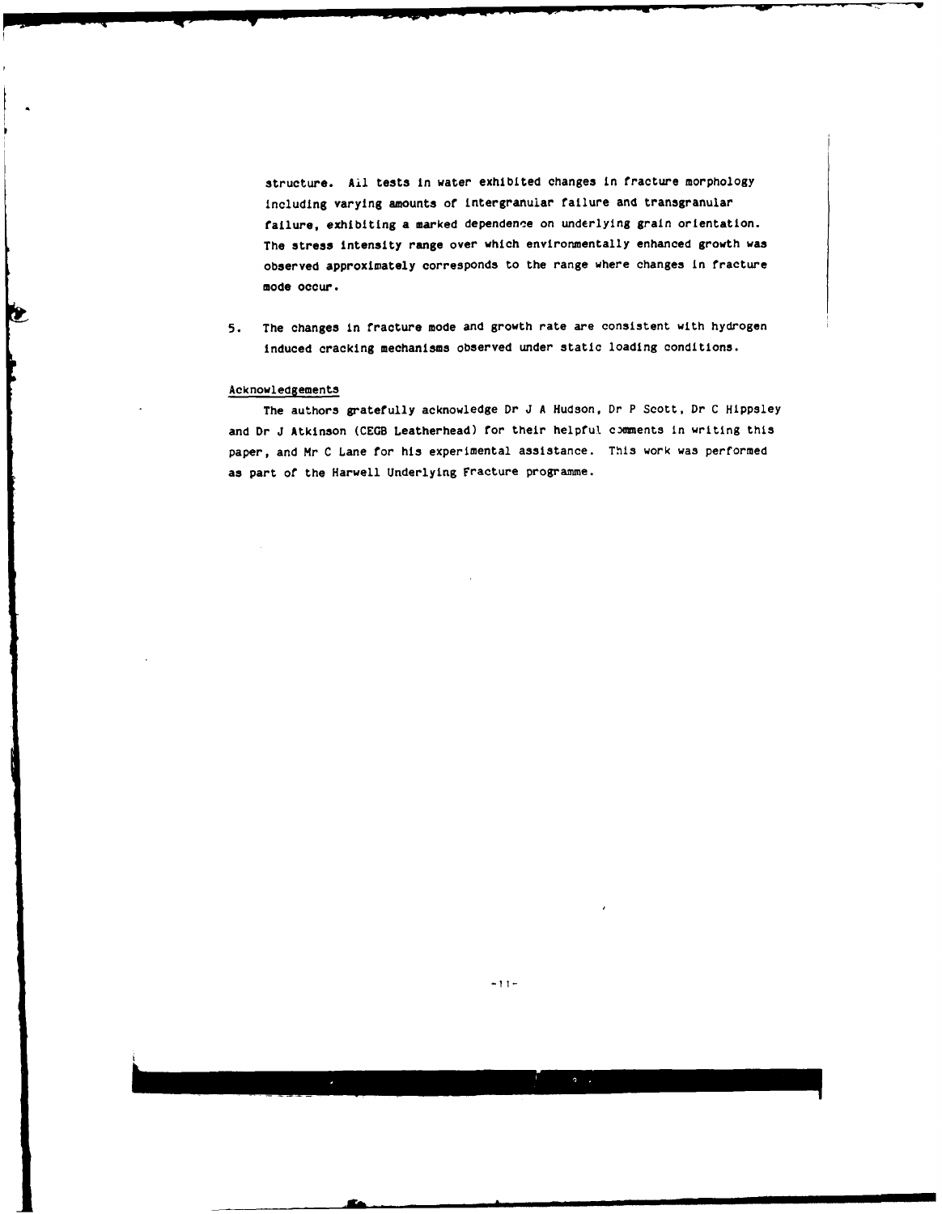structure. All tests in water exhibited changes in fracture morphology including varying amounts of intergranular failure and transgranular failure, exhibiting a marked dependence on underlying grain orientation. The stress intensity range over which environmentally enhanced growth was observed approximately corresponds to the range where changes in fracture mode occur.

5. The changes in fracture mode and growth rate are consistent with hydrogen induced cracking mechanisms observed under static loading conditions.

## Acknowledgements

The authors gratefully acknowledge Dr J A Hudson, Dr P Scott, Dr C Hippsley and Dr J Atkinson (CEGB Leatherhead) for their helpful comments in writing this paper, and Mr C Lane for his experimental assistance. This work was performed as part of the Harwell Underlying Fracture programme.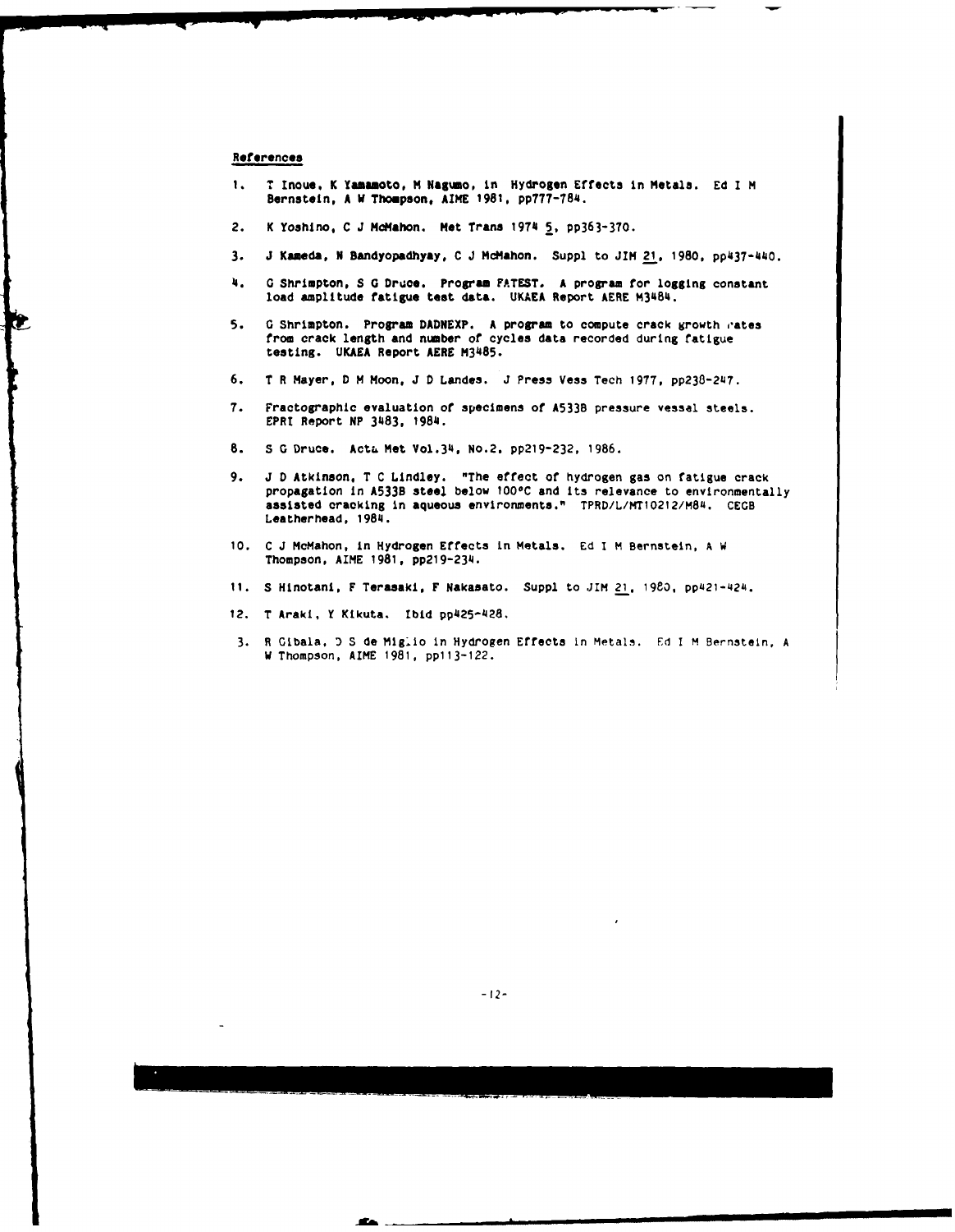## References

1. T Inoue, K Yamamoto, M Nagumo, in Hydrogen Effects in Metals. Ed I M Bernstein, A W Thompson, AIME 1981, pp777-784.

2. K Yoshino, C J McMahon. Met Trans 1974 5, pp363-370.

3. J Kameda, N Bandyopadhyay, C J McMahon. Suppl to JIM 21, 1980, pp437-440.

4. G Shrimpton, S G Druce. Program FATEST. A program for logging constant load amplitude fatigue test data. UKAEA Report AERE M3484.

5. G Shrimpton. Program DADNEXP. A program to compute crack growth rates from crack length and number of cycles data recorded during fatigue testing. UKAEA Report AERE M3485.

6. T R Mayer, D M Moon, J D Landes. J Press Vess Tech 1977, pp238-247.

7. Fractographic evaluation of specimens of A533B pressure vessel steels. EPRI Report NP 3483, 1984.

8. S G Druce. Acta Met Vol.34, No.2, pp219-232, 1986.

9. J D Atkinson, T C Lindley. "The effect of hydrogen gas on fatigue crack propagation in A533B steel below 100°C and its relevance to environmentally assisted cracking in aqueous environments." TPRD/L/MT10212/M84. CEGB Leatherhead, 1984.

10. C J McMahon, in Hydrogen Effects in Metals. Ed I M Bernstein, A W Thompson, AIME 1981, pp219-234.

11. S Hinotani, F Terasaki, F Nakasato. Suppl to JIM 21, 1980, pp421-424.

12. T Araki, Y Kikuta. Ibid pp425-428.

13. R Gibala, D S de Miglio in Hydrogen Effects in Metals. Ed I M Bernstein, A W Thompson, AIME 1981, pp113-122.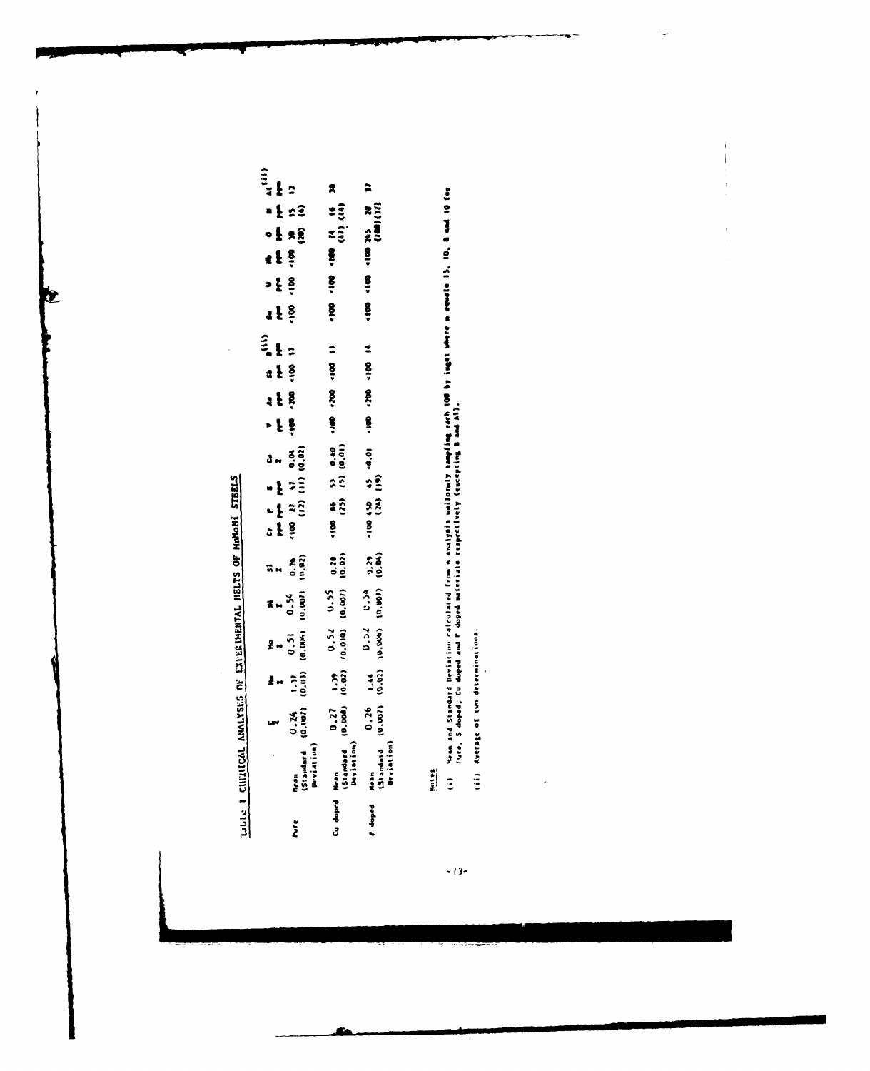Table 1 CHEMICAL ANALYSES OF EXPERIMENTAL MELTS OF MnMoNi STEELS

| | | C % | Mn % | Mo % | Ni % | Si % | Cr ppm | P ppm | S ppm | Cu % | V ppm | As ppm | Sb ppm | B[(ii)] ppm | Sn ppm | W ppm | Nb ppm | O ppm | N ppm | Al[(ii)] ppm |
|---|---|---|---|---|---|---|---|---|---|---|---|---|---|---|---|---|---|---|---|---|
| Pure | Mean (Standard Deviation) | 0.24 (0.007) | 1.37 (0.03) | 0.51 (0.004) | 0.54 (0.007) | 0.26 (0.02) | <100 | 27 (12) | 47 (11) | 0.04 (0.02) | <100 | <200 | <100 | 17 | <100 | <100 | <100 | 38 (20) | 15 (6) | 12 |
| Cu doped | Mean (Standard Deviation) | 0.27 (0.008) | 1.39 (0.02) | 0.52 (0.010) | 0.55 (0.007) | 0.28 (0.02) | <100 | 86 (25) | 53 (5) | 0.40 (0.01) | <100 | <200 | <100 | 11 | <100 | <100 | <100 | 74 (67) | 16 (14) | 38 |
| P doped | Mean (Standard Deviation) | 0.26 (0.007) | 1.44 (0.02) | 0.52 (0.006) | 0.54 (0.007) | 0.29 (0.04) | <100 | 450 (24) | 45 (19) | <0.01 | <100 | <200 | <100 | 14 | <100 | <100 | <100 | 265 (188) | 28 (37) | 37 |

Notes

(i) Mean and Standard Deviation calculated from n analysis uniformly sampling each 100 kg ingot where n equals 15, 10, 8 and 10 for Pure, S doped, Cu doped and P doped materials respectively (excepting B and Al).

(ii) Average of two determinations.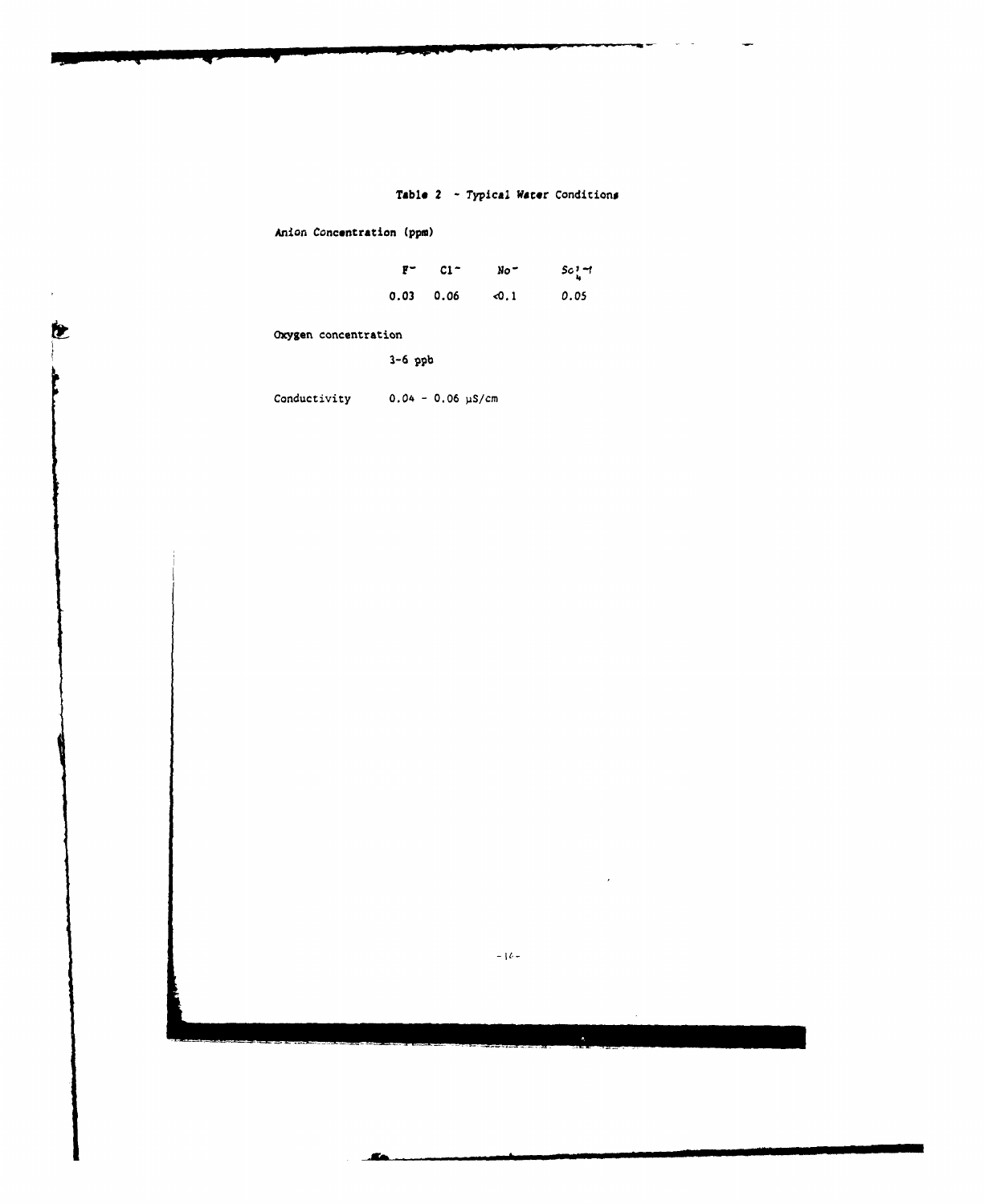**Table 2 - Typical Water Conditions**

**Anion Concentration (ppm)**

| $F^-$ | $Cl^-$ | $NO^-$ | $SO_4^{2-}$ |
|---|---|---|---|
| 0.03 | 0.06 | <0.1 | 0.05 |

Oxygen concentration

3-6 ppb

Conductivity 0.04 - 0.06 μS/cm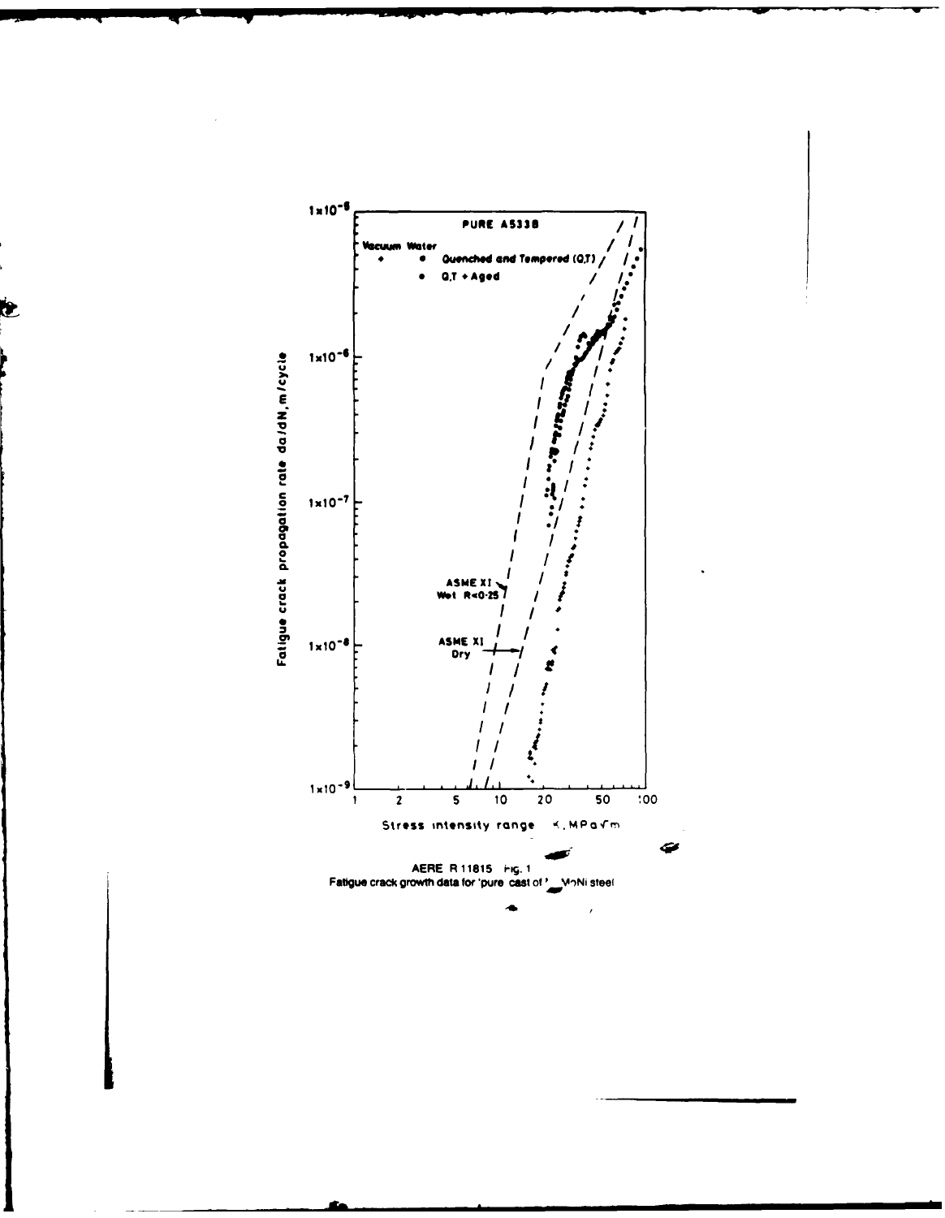PURE A533B

Vacuum Water
- ◆ ● Quenched and Tempered (Q,T)
- ● Q,T + Aged

ASME XI Wet $R<0{\cdot}25$

ASME XI Dry

Fatigue crack propagation rate da/dN, m/cycle

Stress intensity range $\Delta K$, MPa$\sqrt{m}$

AERE R 11815 Fig. 1
Fatigue crack growth data for 'pure' cast of MoNi steel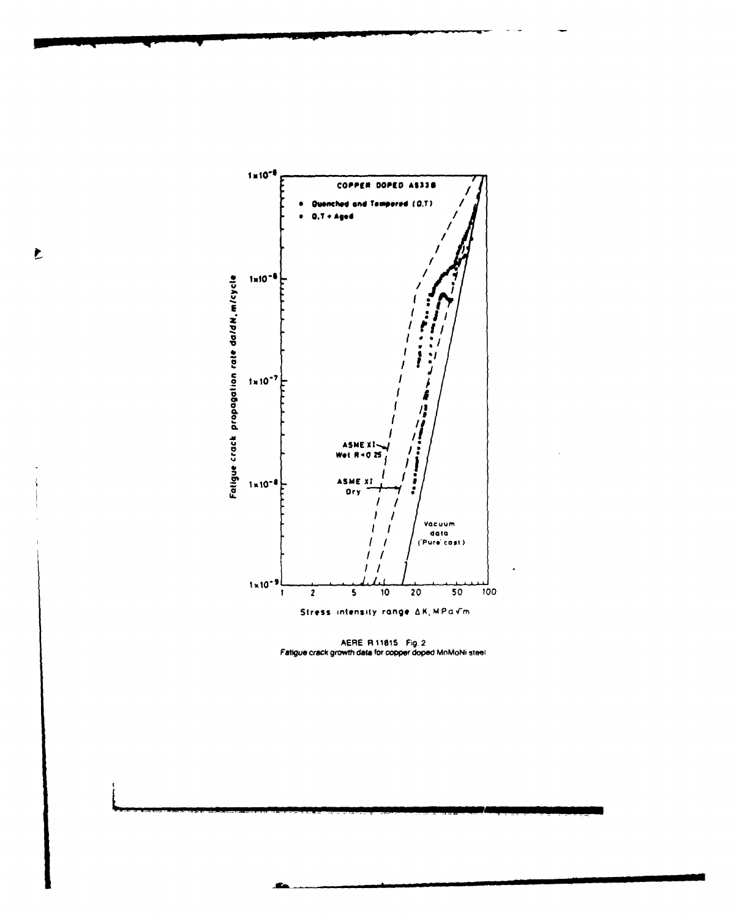AERE R 11815 Fig. 2
*Fatigue crack growth data for copper doped MnMoNi steel*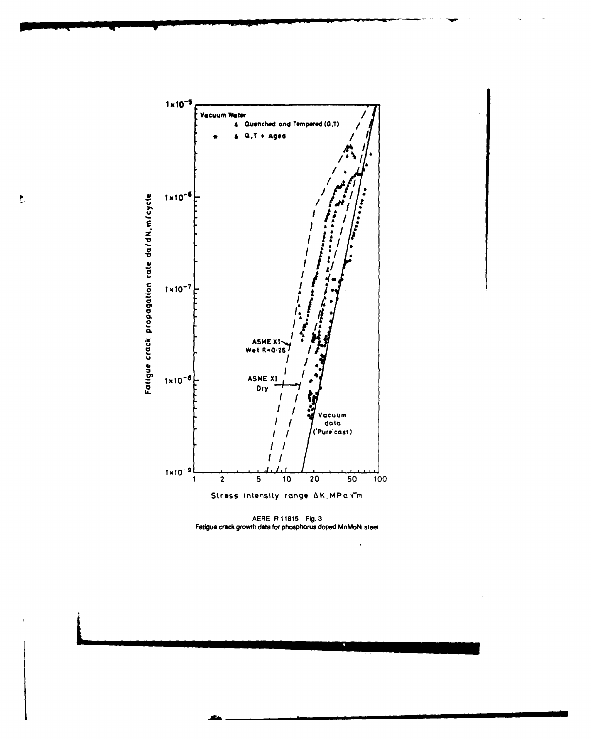AERE R 11815 Fig. 3
Fatigue crack growth data for phosphorus doped MnMoNi steel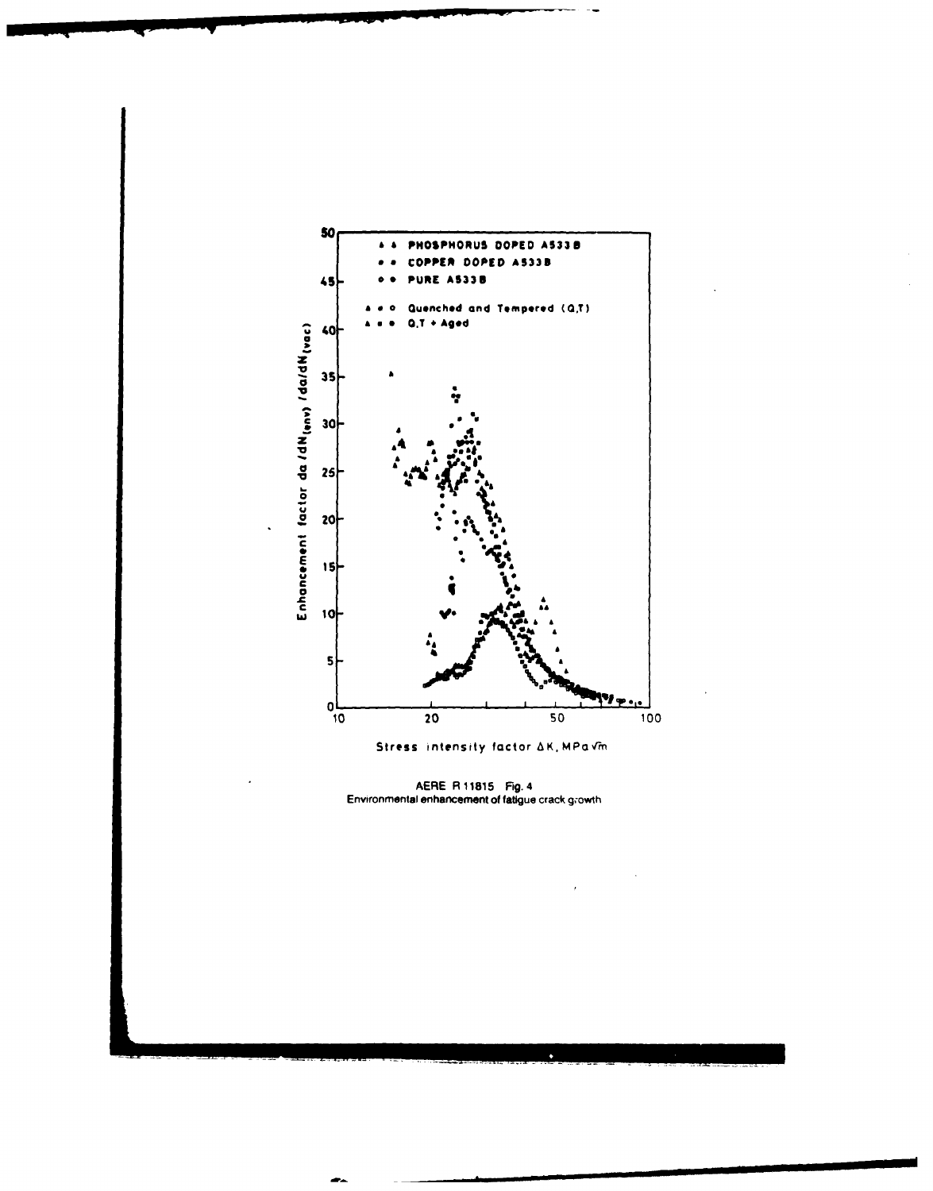AERE R 11815 Fig. 4
Environmental enhancement of fatigue crack growth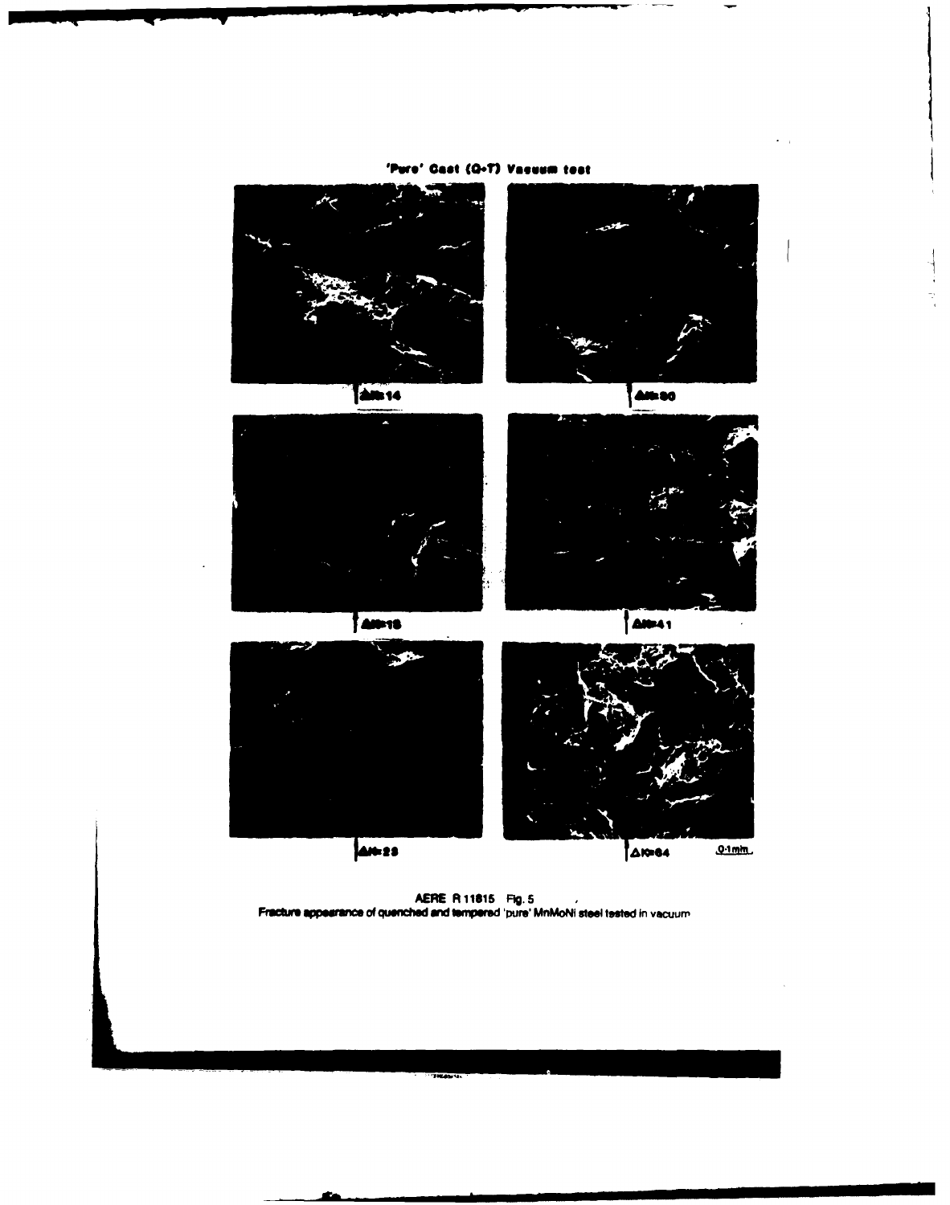'Pure' Cast (Q+T) Vacuum test

ΔK=14

ΔK=30

ΔK=18

ΔK=41

ΔK=23

ΔK=64

0·1mm

AERE R 11815 Fig. 5
Fracture appearance of quenched and tempered 'pure' MnMoNi steel tested in vacuum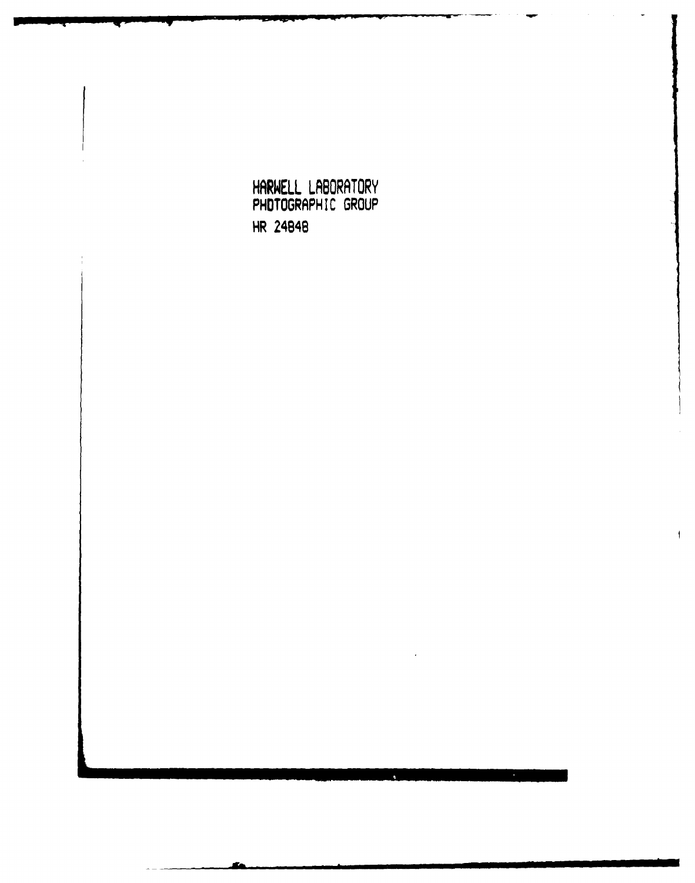HARWELL LABORATORY
PHOTOGRAPHIC GROUP
HR 24848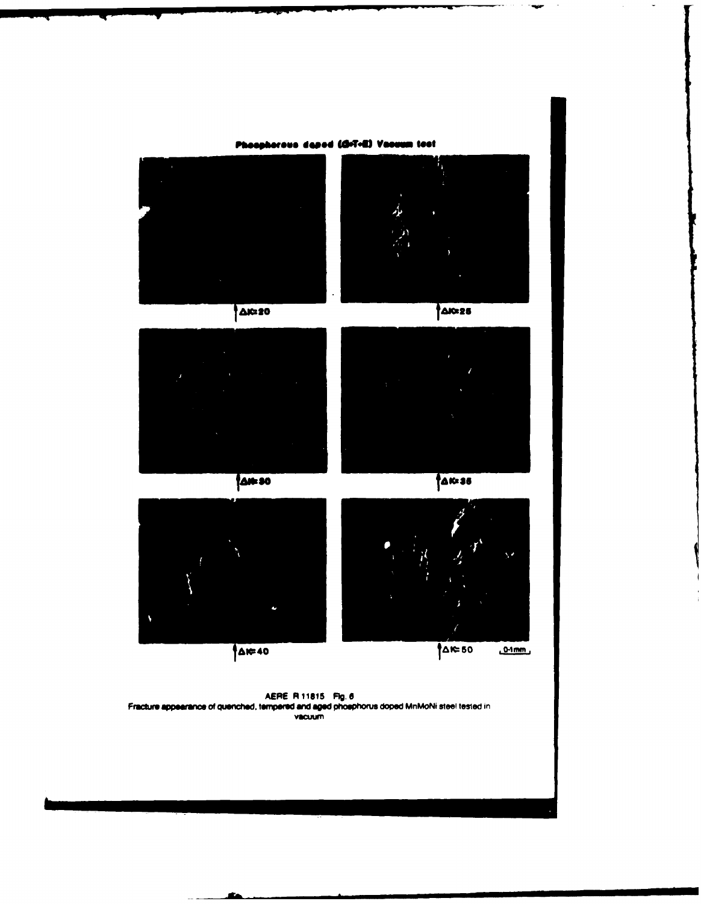Phosphorous doped (Q+T+E) Vacuum test

$\Delta K = 20$

$\Delta K = 25$

$\Delta K = 30$

$\Delta K = 35$

$\Delta K = 40$

$\Delta K = 50$

0·1mm

AERE R 11815 Fig. 6
Fracture appearance of quenched, tempered and aged phosphorus doped MnMoNi steel tested in vacuum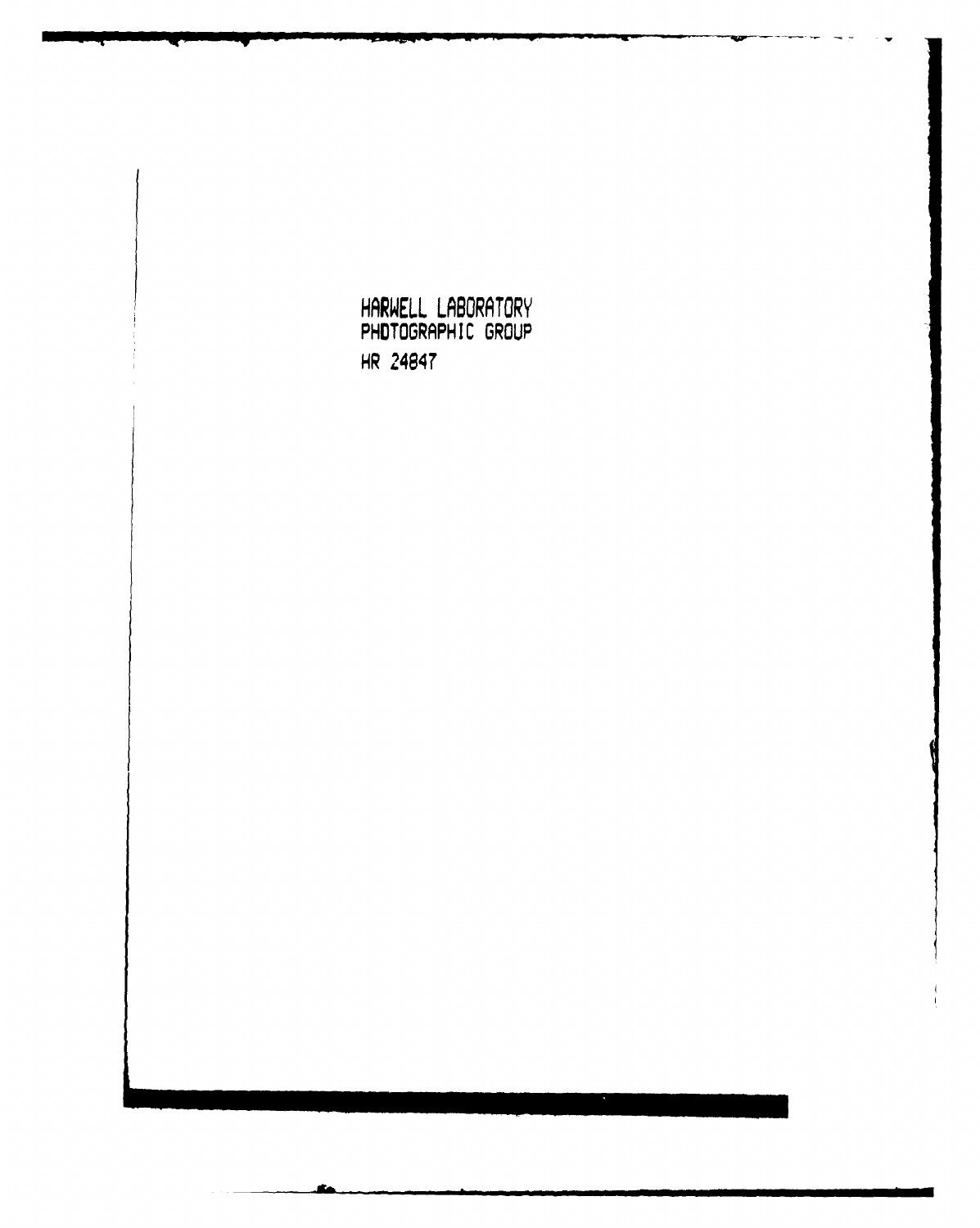HARWELL LABORATORY
PHOTOGRAPHIC GROUP
HR 24847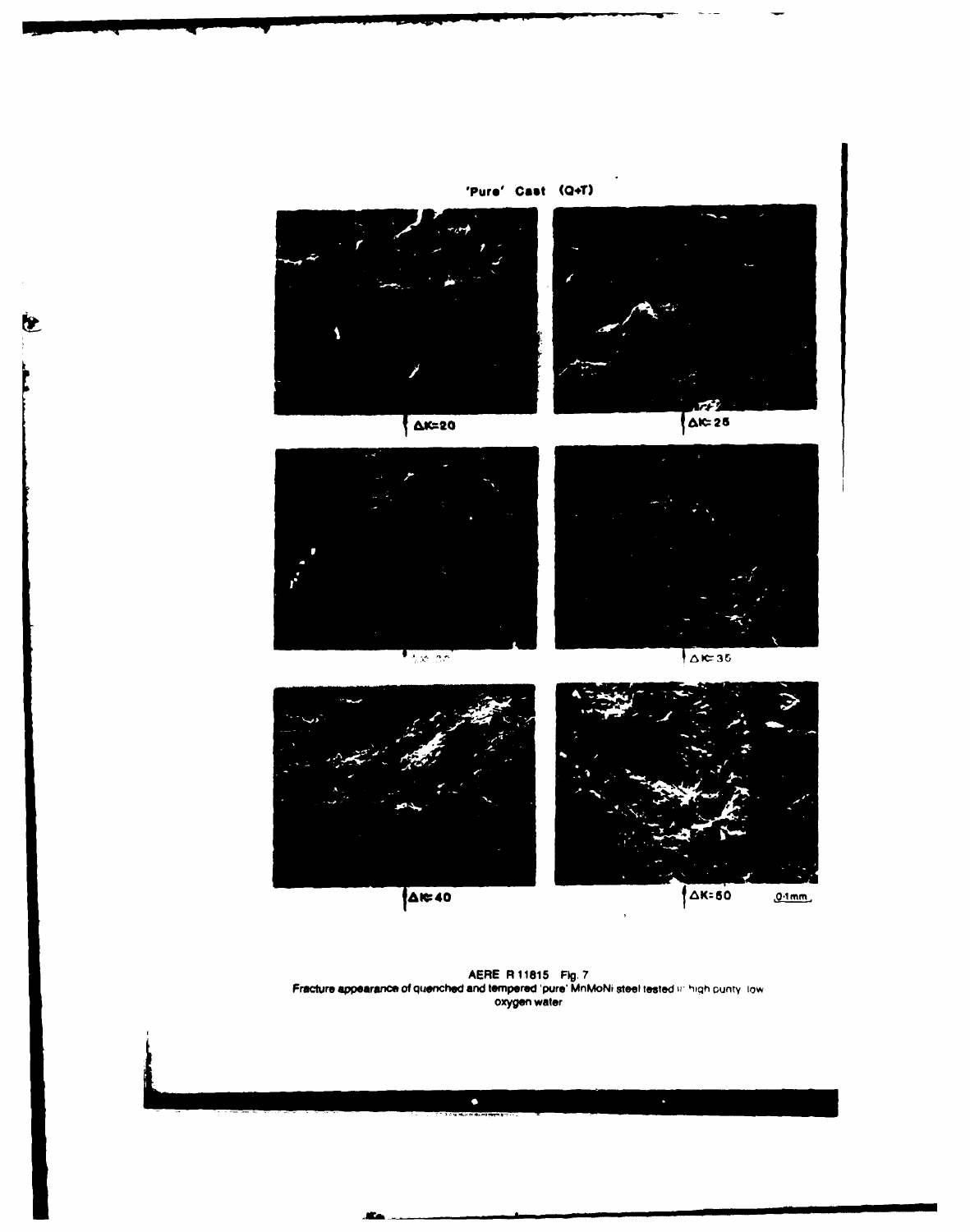'Pure' Cast (Q+T)

ΔK=20

ΔK=25

ΔK=30

ΔK=35

ΔK=40

ΔK=50

0·1mm

AERE R 11815 Fig. 7
Fracture appearance of quenched and tempered 'pure' MnMoNi steel tested in high purity low oxygen water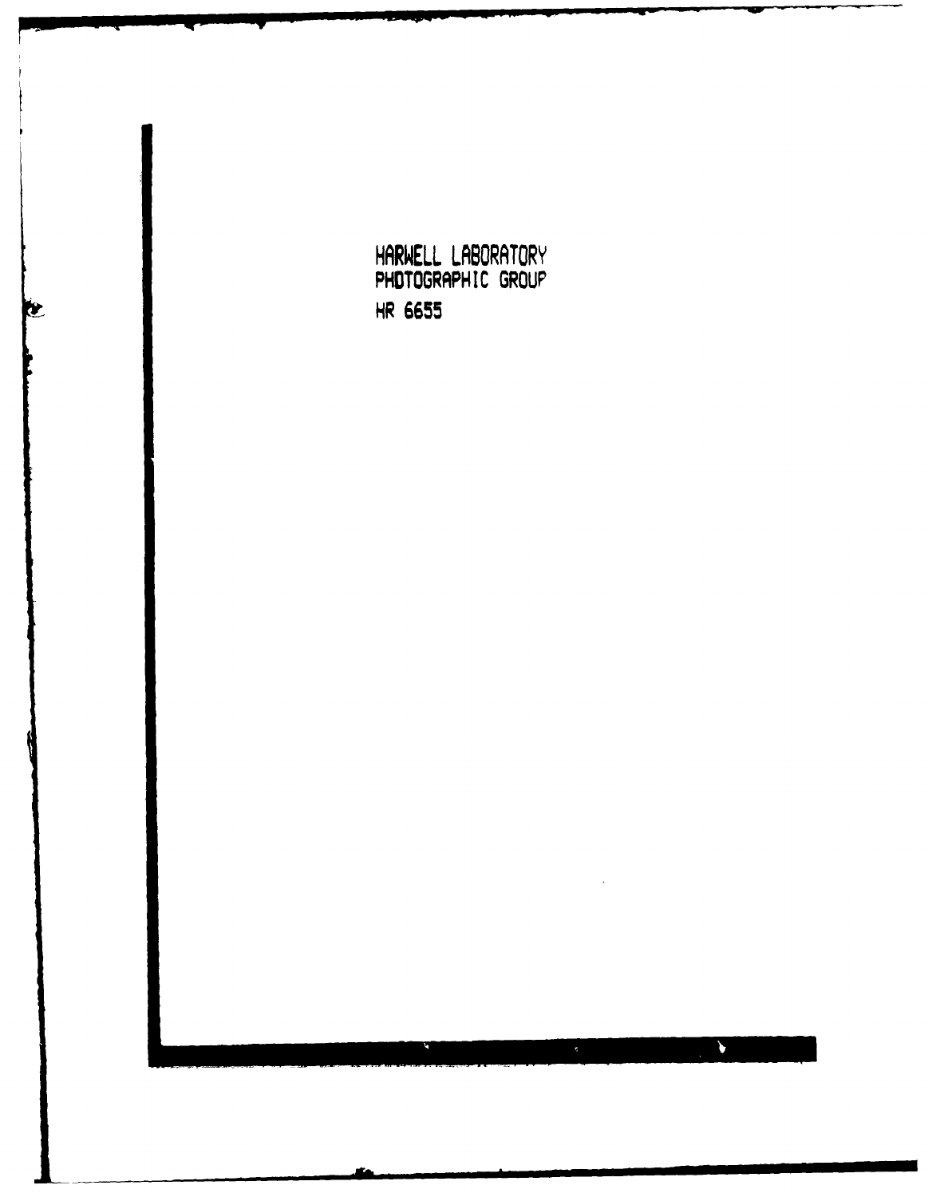HARWELL LABORATORY
PHOTOGRAPHIC GROUP
HR 6655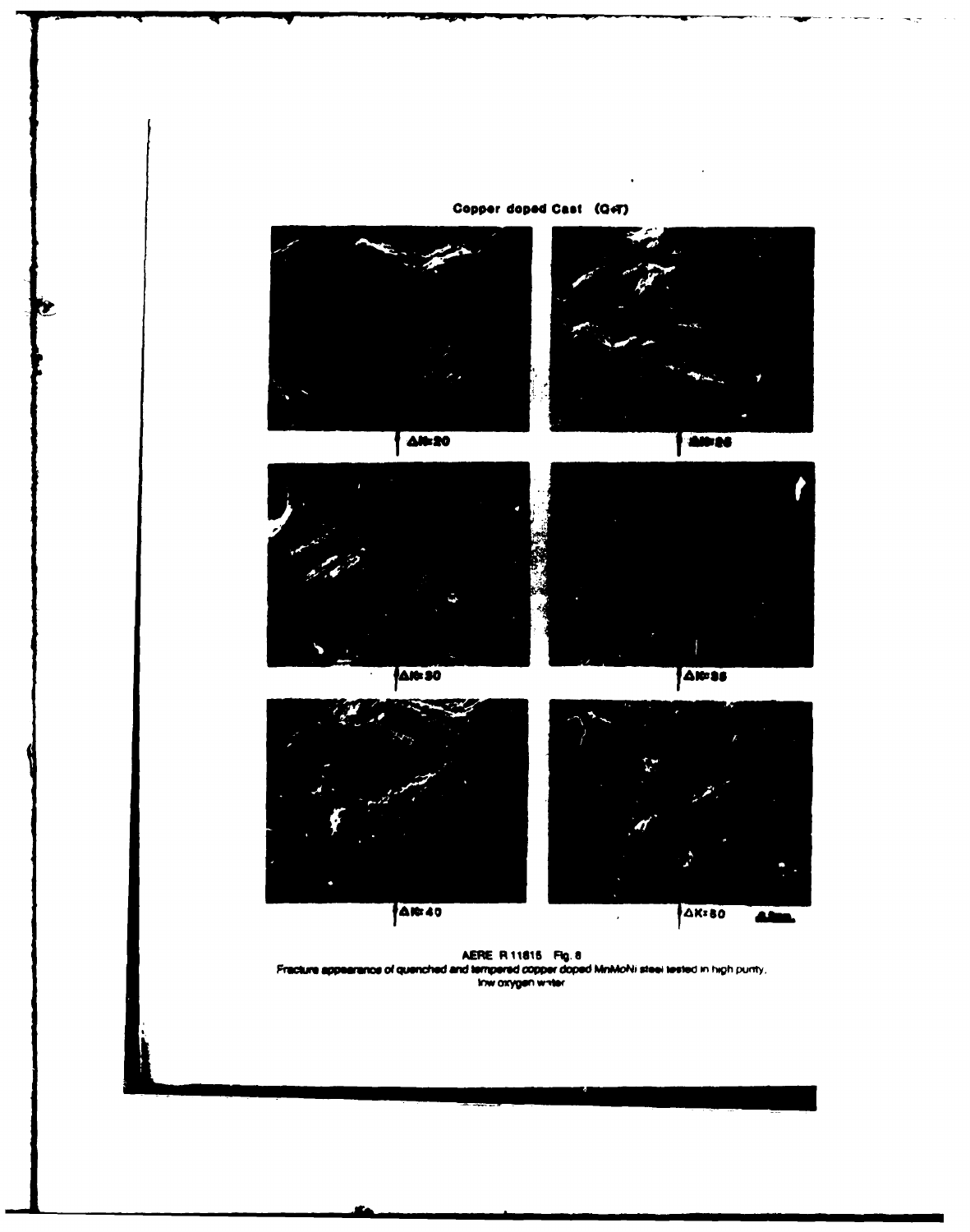**Copper doped Cast (Q+T)**

$\Delta K$=20

$\Delta K$=25

$\Delta K$=30

$\Delta K$=35

$\Delta K$=40

$\Delta K$=50

AERE R 11815 Fig. 8
Fracture appearance of quenched and tempered copper doped MnMoNi steel tested in high purity, low oxygen water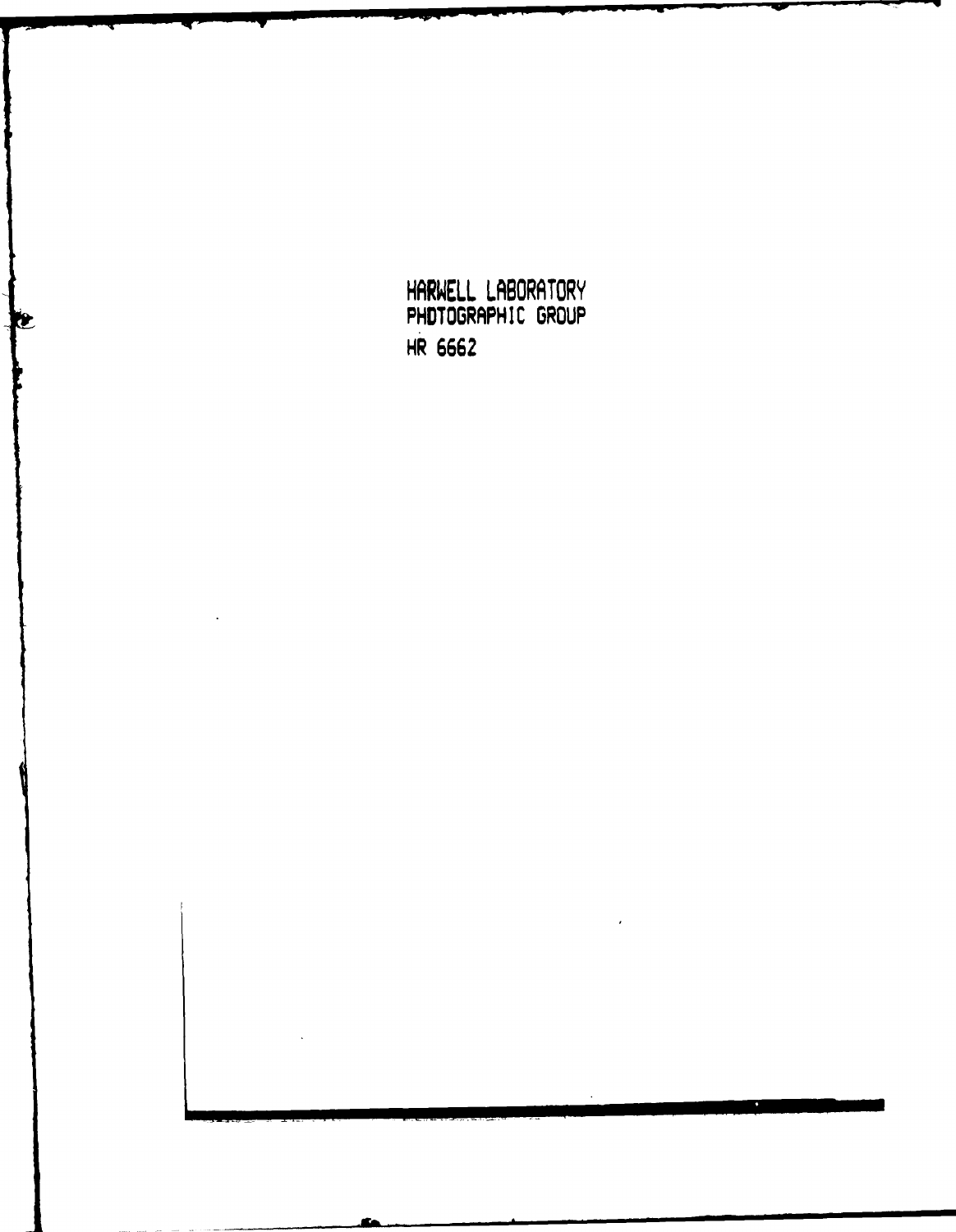HARWELL LABORATORY
PHOTOGRAPHIC GROUP
HR 6662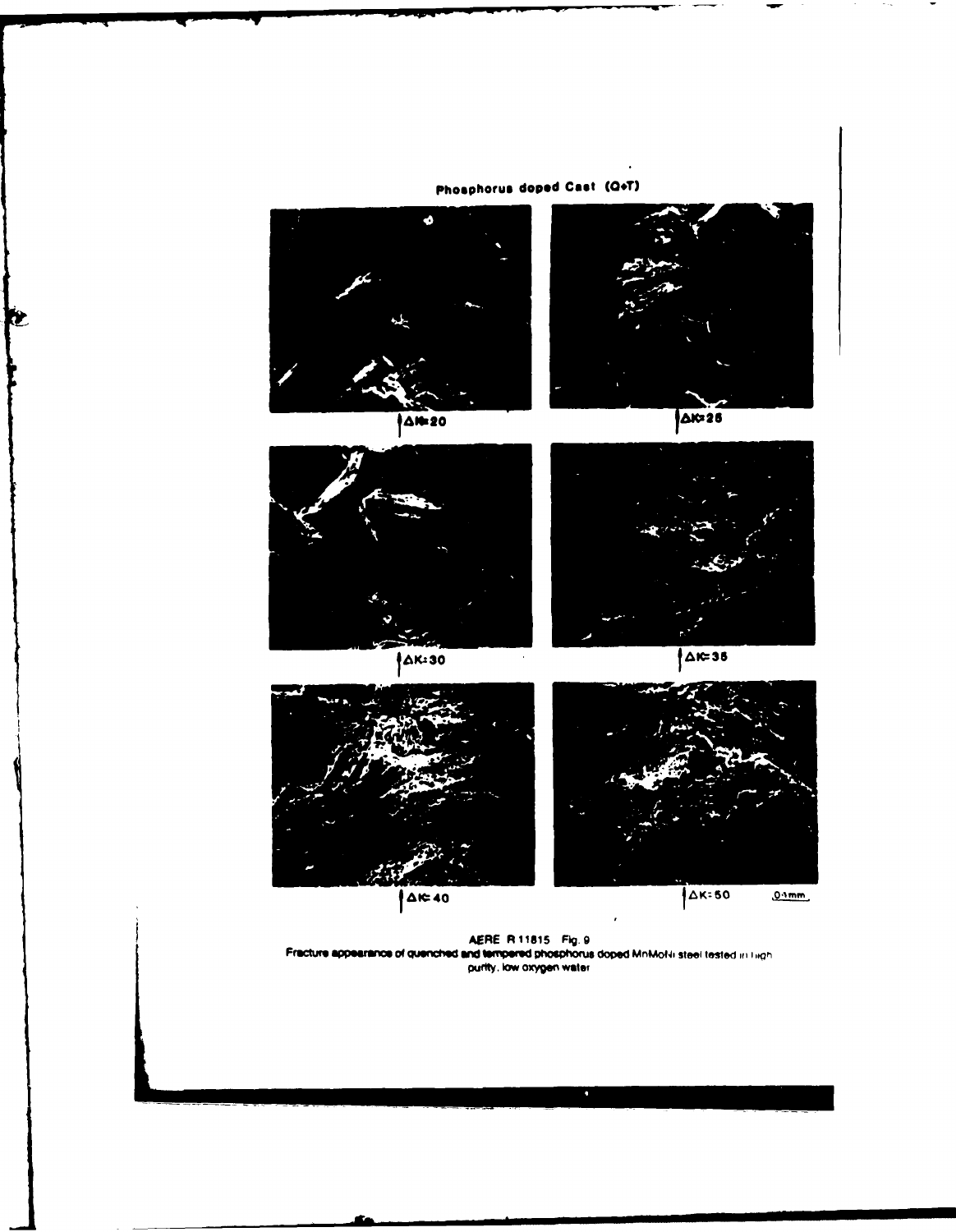Phosphorus doped Cast (Q+T)

ΔK=20

ΔK=25

ΔK=30

ΔK=35

ΔK=40

ΔK=50

0·1mm

AERE R 11815 Fig. 9
Fracture appearance of quenched and tempered phosphorus doped MnMoNi steel tested in high purity, low oxygen water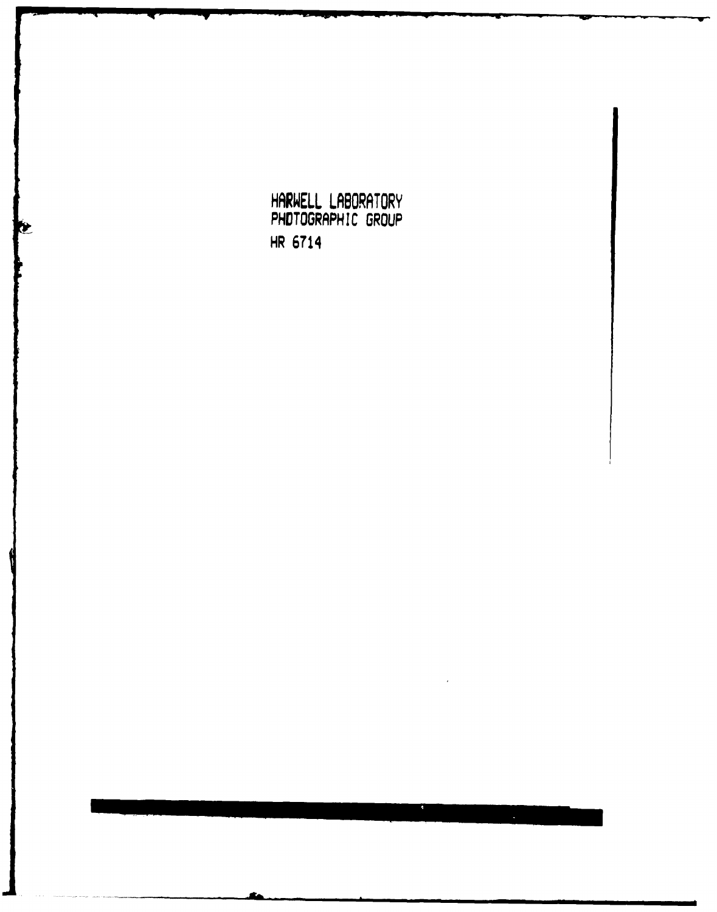HARWELL LABORATORY
PHOTOGRAPHIC GROUP
HR 6714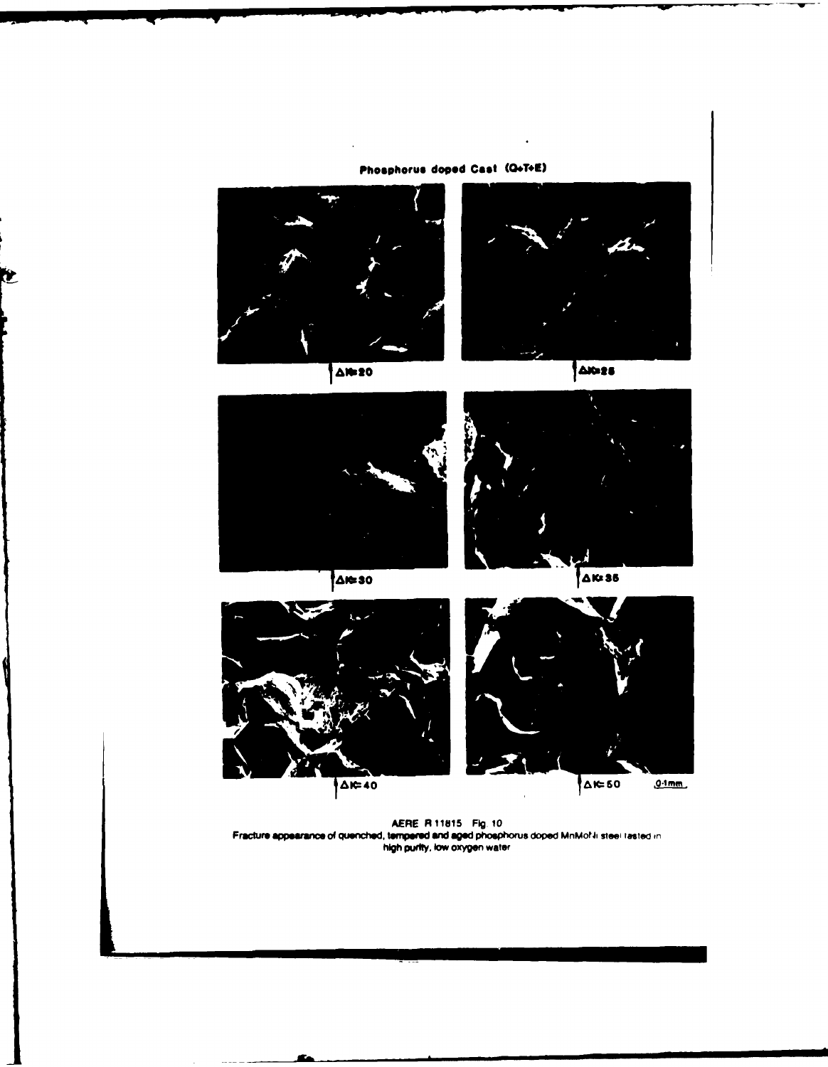**Phosphorus doped Cast (Q+T+E)**

$\Delta K = 20$

$\Delta K = 25$

$\Delta K = 30$

$\Delta K = 35$

$\Delta K = 40$

$\Delta K = 50$

0·1mm

AERE R 11815 Fig 10
Fracture appearance of quenched, tempered and aged phosphorus doped MnMoNi steel tested in high purity, low oxygen water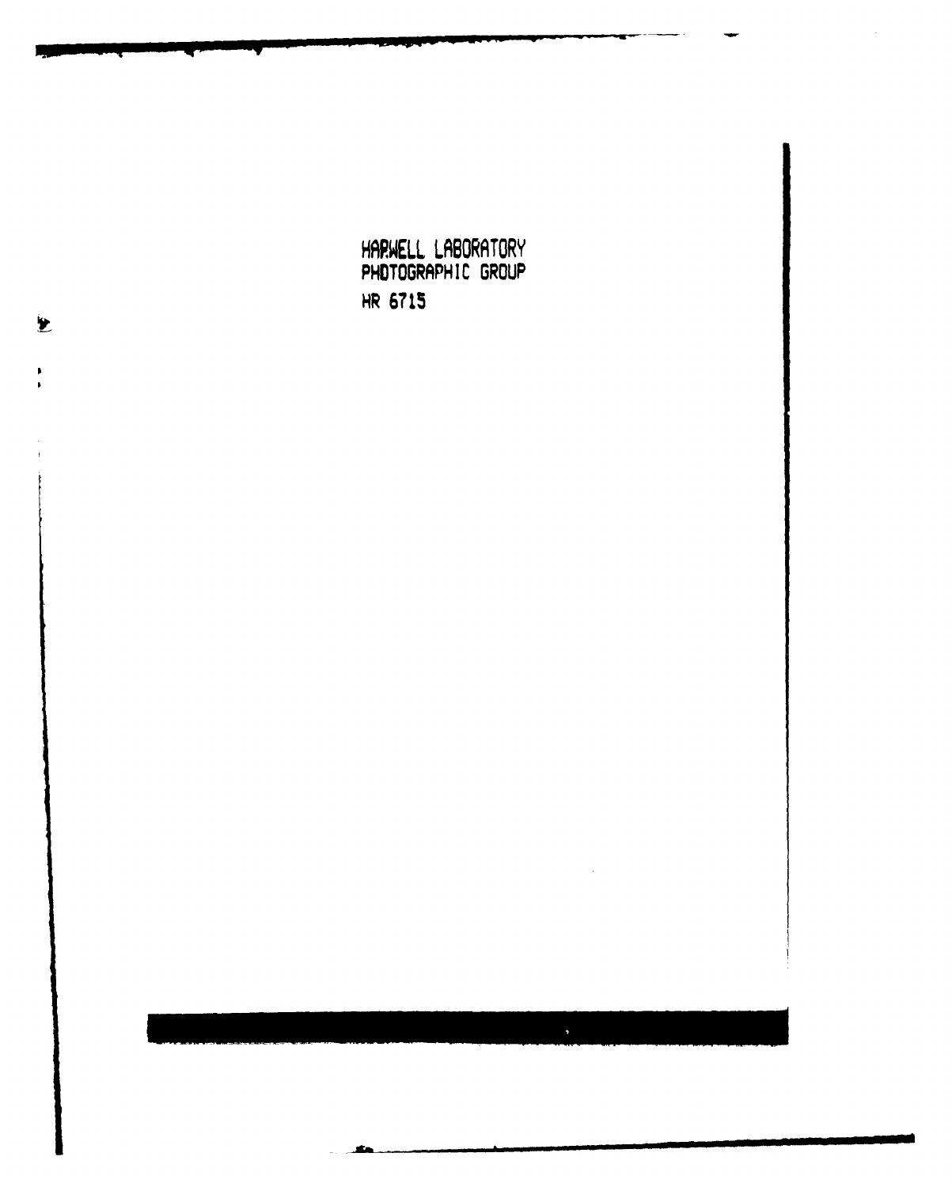HARWELL LABORATORY
PHOTOGRAPHIC GROUP
HR 6715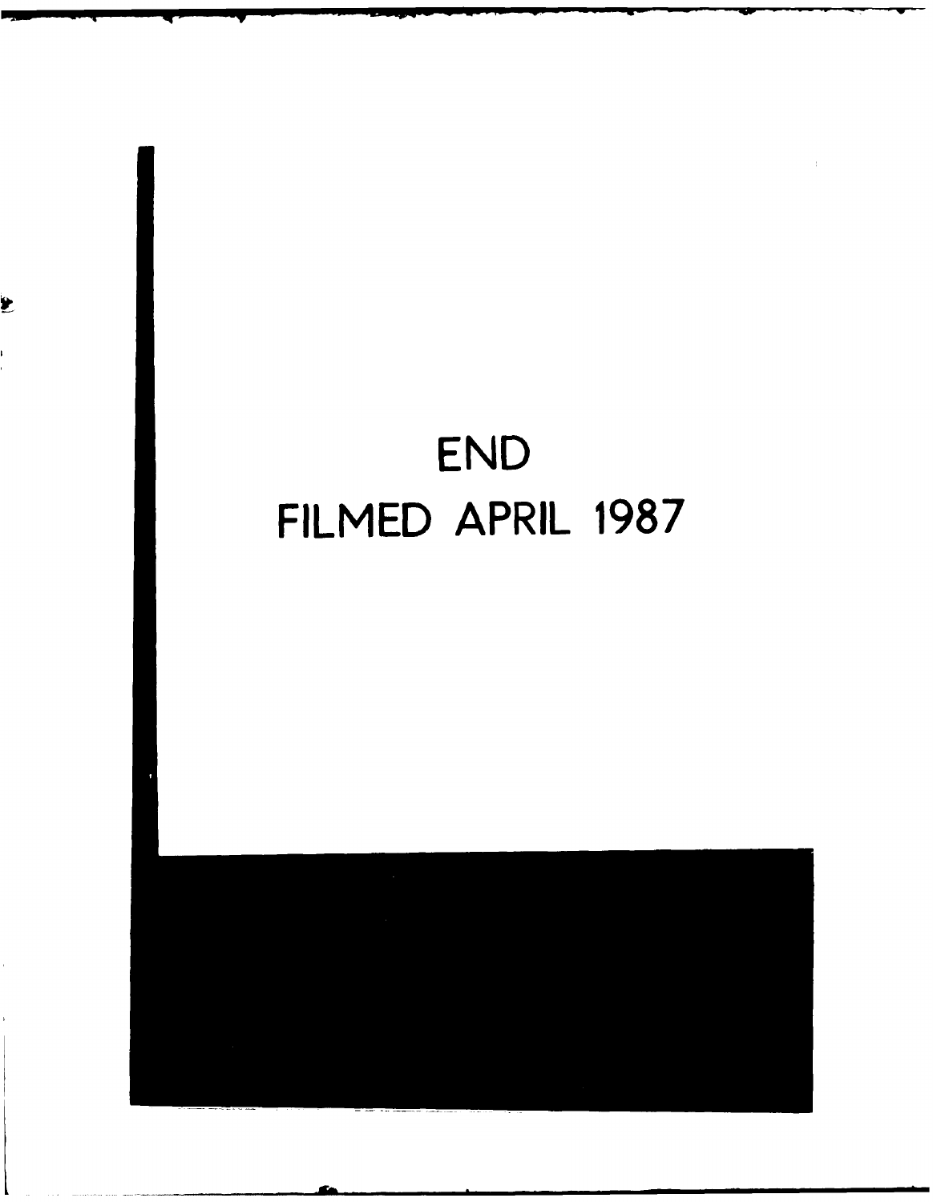END

FILMED APRIL 1987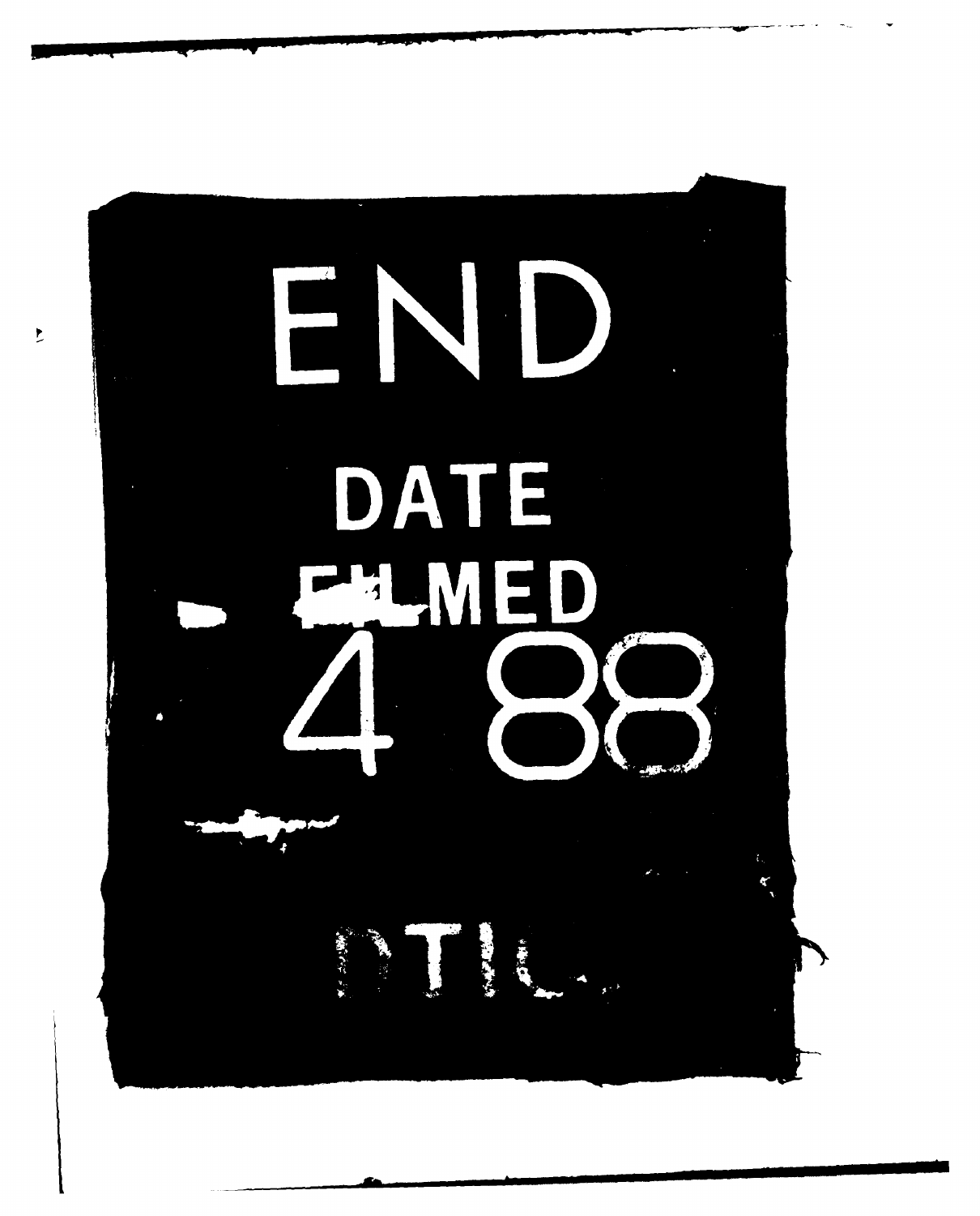END

DATE

FILMED

4 88

DTIC